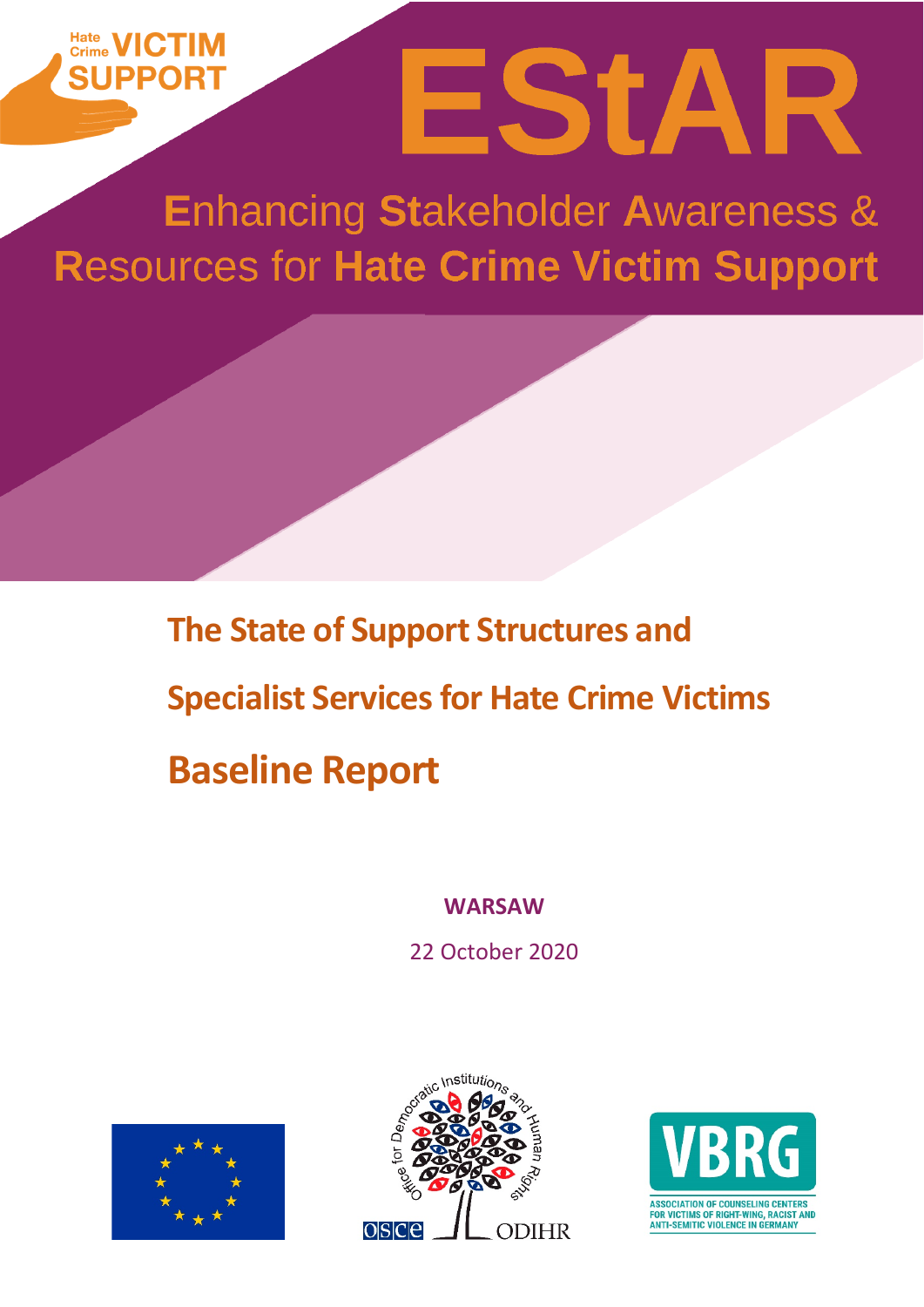Hate Crime VICTIM SUPPORT

# EStAR

## Enhancing Stakeholder Awareness & Resources for Hate Crime Victim Support

# The State of Support Structures and Specialist Services for Hate Crime Victims

# Baseline Report

**WARSAW**

22 October 2020

Office for Democratic Institutions and Human Rights

OSCE ODIHR

VBRG

ASSOCIATION OF COUNSELING CENTERS FOR VICTIMS OF RIGHT-WING, RACIST AND ANTI-SEMITIC VIOLENCE IN GERMANY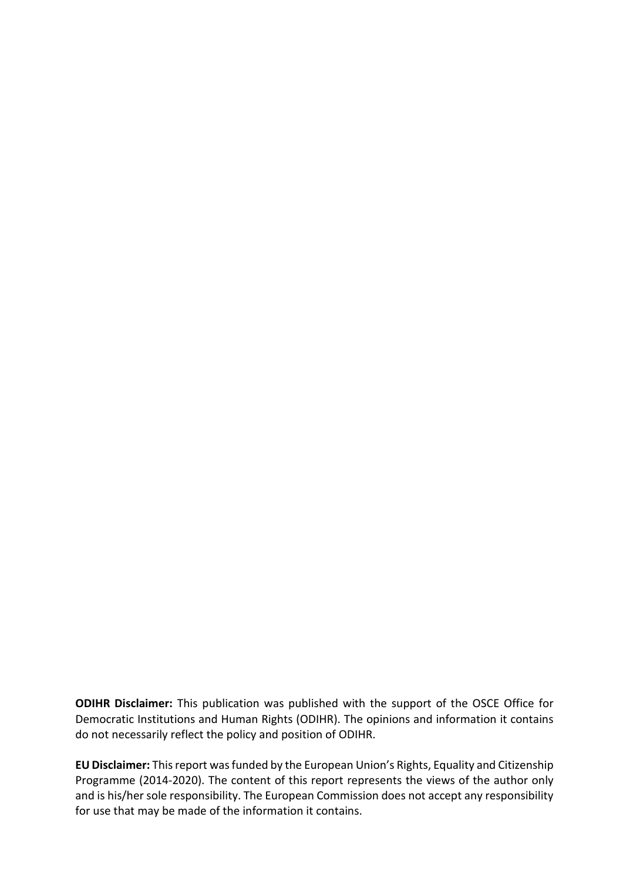**ODIHR Disclaimer:** This publication was published with the support of the OSCE Office for Democratic Institutions and Human Rights (ODIHR). The opinions and information it contains do not necessarily reflect the policy and position of ODIHR.

**EU Disclaimer:** This report was funded by the European Union's Rights, Equality and Citizenship Programme (2014-2020). The content of this report represents the views of the author only and is his/her sole responsibility. The European Commission does not accept any responsibility for use that may be made of the information it contains.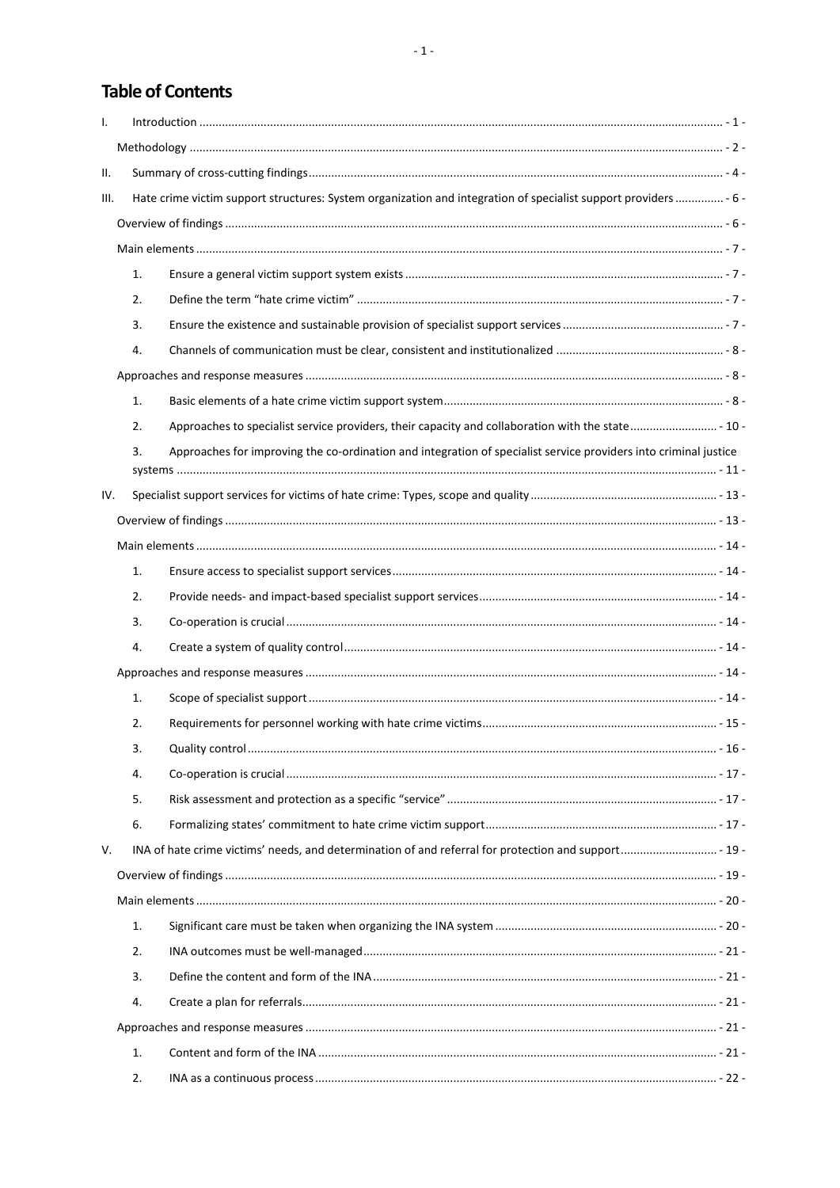# Table of Contents

I. Introduction ... - 1 -

Methodology ... - 2 -

II. Summary of cross-cutting findings ... - 4 -

III. Hate crime victim support structures: System organization and integration of specialist support providers ... - 6 -

Overview of findings ... - 6 -

Main elements ... - 7 -

1. Ensure a general victim support system exists ... - 7 -
2. Define the term "hate crime victim" ... - 7 -
3. Ensure the existence and sustainable provision of specialist support services ... - 7 -
4. Channels of communication must be clear, consistent and institutionalized ... - 8 -

Approaches and response measures ... - 8 -

1. Basic elements of a hate crime victim support system ... - 8 -
2. Approaches to specialist service providers, their capacity and collaboration with the state ... - 10 -
3. Approaches for improving the co-ordination and integration of specialist service providers into criminal justice systems ... - 11 -

IV. Specialist support services for victims of hate crime: Types, scope and quality ... - 13 -

Overview of findings ... - 13 -

Main elements ... - 14 -

1. Ensure access to specialist support services ... - 14 -
2. Provide needs- and impact-based specialist support services ... - 14 -
3. Co-operation is crucial ... - 14 -
4. Create a system of quality control ... - 14 -

Approaches and response measures ... - 14 -

1. Scope of specialist support ... - 14 -
2. Requirements for personnel working with hate crime victims ... - 15 -
3. Quality control ... - 16 -
4. Co-operation is crucial ... - 17 -
5. Risk assessment and protection as a specific "service" ... - 17 -
6. Formalizing states' commitment to hate crime victim support ... - 17 -

V. INA of hate crime victims' needs, and determination of and referral for protection and support ... - 19 -

Overview of findings ... - 19 -

Main elements ... - 20 -

1. Significant care must be taken when organizing the INA system ... - 20 -
2. INA outcomes must be well-managed ... - 21 -
3. Define the content and form of the INA ... - 21 -
4. Create a plan for referrals ... - 21 -

Approaches and response measures ... - 21 -

1. Content and form of the INA ... - 21 -
2. INA as a continuous process ... - 22 -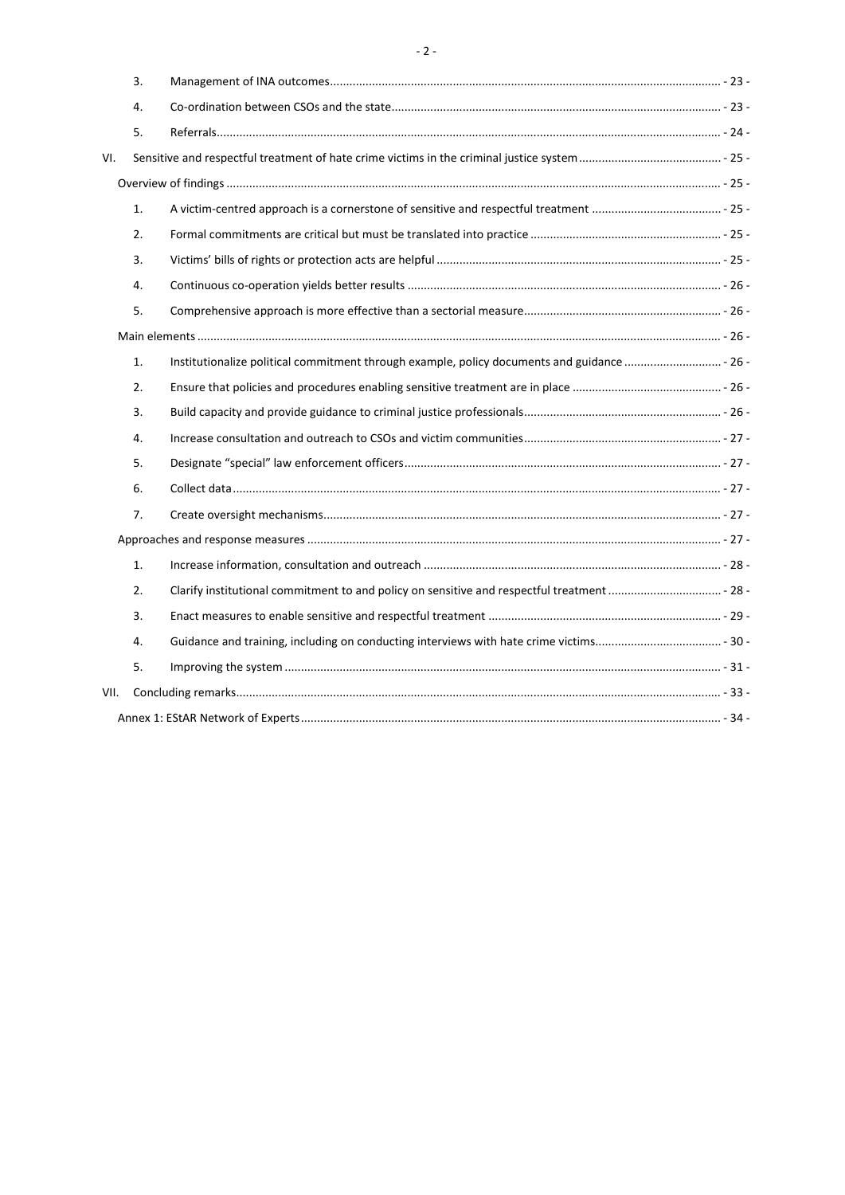3. Management of INA outcomes - 23 -
4. Co-ordination between CSOs and the state - 23 -
5. Referrals - 24 -

VI. Sensitive and respectful treatment of hate crime victims in the criminal justice system - 25 -

Overview of findings - 25 -

1. A victim-centred approach is a cornerstone of sensitive and respectful treatment - 25 -
2. Formal commitments are critical but must be translated into practice - 25 -
3. Victims' bills of rights or protection acts are helpful - 25 -
4. Continuous co-operation yields better results - 26 -
5. Comprehensive approach is more effective than a sectorial measure - 26 -

Main elements - 26 -

1. Institutionalize political commitment through example, policy documents and guidance - 26 -
2. Ensure that policies and procedures enabling sensitive treatment are in place - 26 -
3. Build capacity and provide guidance to criminal justice professionals - 26 -
4. Increase consultation and outreach to CSOs and victim communities - 27 -
5. Designate "special" law enforcement officers - 27 -
6. Collect data - 27 -
7. Create oversight mechanisms - 27 -

Approaches and response measures - 27 -

1. Increase information, consultation and outreach - 28 -
2. Clarify institutional commitment to and policy on sensitive and respectful treatment - 28 -
3. Enact measures to enable sensitive and respectful treatment - 29 -
4. Guidance and training, including on conducting interviews with hate crime victims - 30 -
5. Improving the system - 31 -

VII. Concluding remarks - 33 -

Annex 1: EStAR Network of Experts - 34 -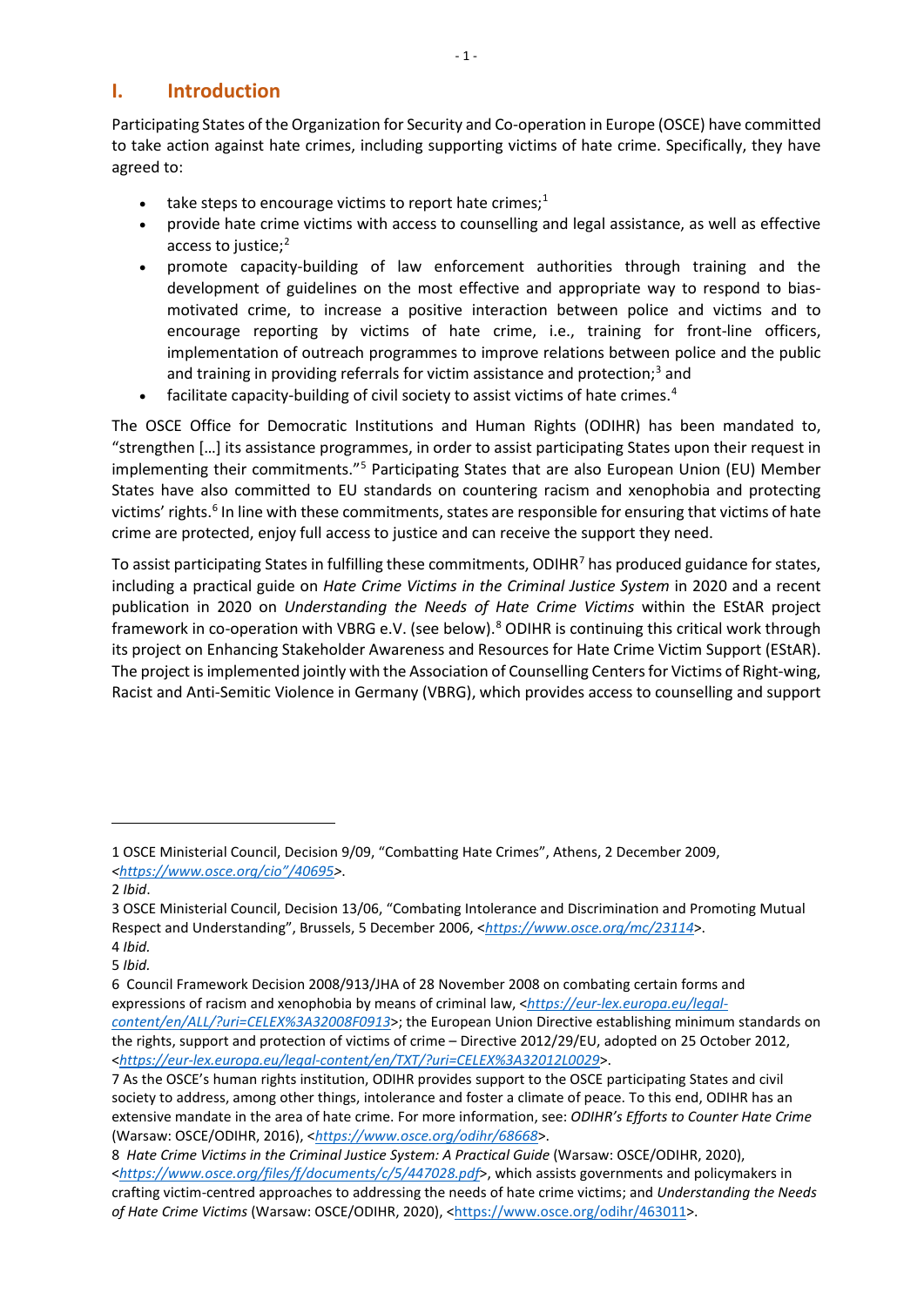# I. Introduction

Participating States of the Organization for Security and Co-operation in Europe (OSCE) have committed to take action against hate crimes, including supporting victims of hate crime. Specifically, they have agreed to:

- take steps to encourage victims to report hate crimes;[1]
- provide hate crime victims with access to counselling and legal assistance, as well as effective access to justice;[2]
- promote capacity-building of law enforcement authorities through training and the development of guidelines on the most effective and appropriate way to respond to bias-motivated crime, to increase a positive interaction between police and victims and to encourage reporting by victims of hate crime, i.e., training for front-line officers, implementation of outreach programmes to improve relations between police and the public and training in providing referrals for victim assistance and protection;[3] and
- facilitate capacity-building of civil society to assist victims of hate crimes.[4]

The OSCE Office for Democratic Institutions and Human Rights (ODIHR) has been mandated to, "strengthen […] its assistance programmes, in order to assist participating States upon their request in implementing their commitments."[5] Participating States that are also European Union (EU) Member States have also committed to EU standards on countering racism and xenophobia and protecting victims' rights.[6] In line with these commitments, states are responsible for ensuring that victims of hate crime are protected, enjoy full access to justice and can receive the support they need.

To assist participating States in fulfilling these commitments, ODIHR[7] has produced guidance for states, including a practical guide on *Hate Crime Victims in the Criminal Justice System* in 2020 and a recent publication in 2020 on *Understanding the Needs of Hate Crime Victims* within the EStAR project framework in co-operation with VBRG e.V. (see below).[8] ODIHR is continuing this critical work through its project on Enhancing Stakeholder Awareness and Resources for Hate Crime Victim Support (EStAR). The project is implemented jointly with the Association of Counselling Centers for Victims of Right-wing, Racist and Anti-Semitic Violence in Germany (VBRG), which provides access to counselling and support

---

1 OSCE Ministerial Council, Decision 9/09, "Combatting Hate Crimes", Athens, 2 December 2009, <https://www.osce.org/cio"/40695>.

2 *Ibid*.

3 OSCE Ministerial Council, Decision 13/06, "Combating Intolerance and Discrimination and Promoting Mutual Respect and Understanding", Brussels, 5 December 2006, <https://www.osce.org/mc/23114>.

4 *Ibid.*

5 *Ibid.*

6 Council Framework Decision 2008/913/JHA of 28 November 2008 on combating certain forms and expressions of racism and xenophobia by means of criminal law, <https://eur-lex.europa.eu/legal-content/en/ALL/?uri=CELEX%3A32008F0913>; the European Union Directive establishing minimum standards on the rights, support and protection of victims of crime – Directive 2012/29/EU, adopted on 25 October 2012, <https://eur-lex.europa.eu/legal-content/en/TXT/?uri=CELEX%3A32012L0029>.

7 As the OSCE's human rights institution, ODIHR provides support to the OSCE participating States and civil society to address, among other things, intolerance and foster a climate of peace. To this end, ODIHR has an extensive mandate in the area of hate crime. For more information, see: *ODIHR's Efforts to Counter Hate Crime* (Warsaw: OSCE/ODIHR, 2016), <https://www.osce.org/odihr/68668>.

8 *Hate Crime Victims in the Criminal Justice System: A Practical Guide* (Warsaw: OSCE/ODIHR, 2020), <https://www.osce.org/files/f/documents/c/5/447028.pdf>, which assists governments and policymakers in crafting victim-centred approaches to addressing the needs of hate crime victims; and *Understanding the Needs of Hate Crime Victims* (Warsaw: OSCE/ODIHR, 2020), <https://www.osce.org/odihr/463011>.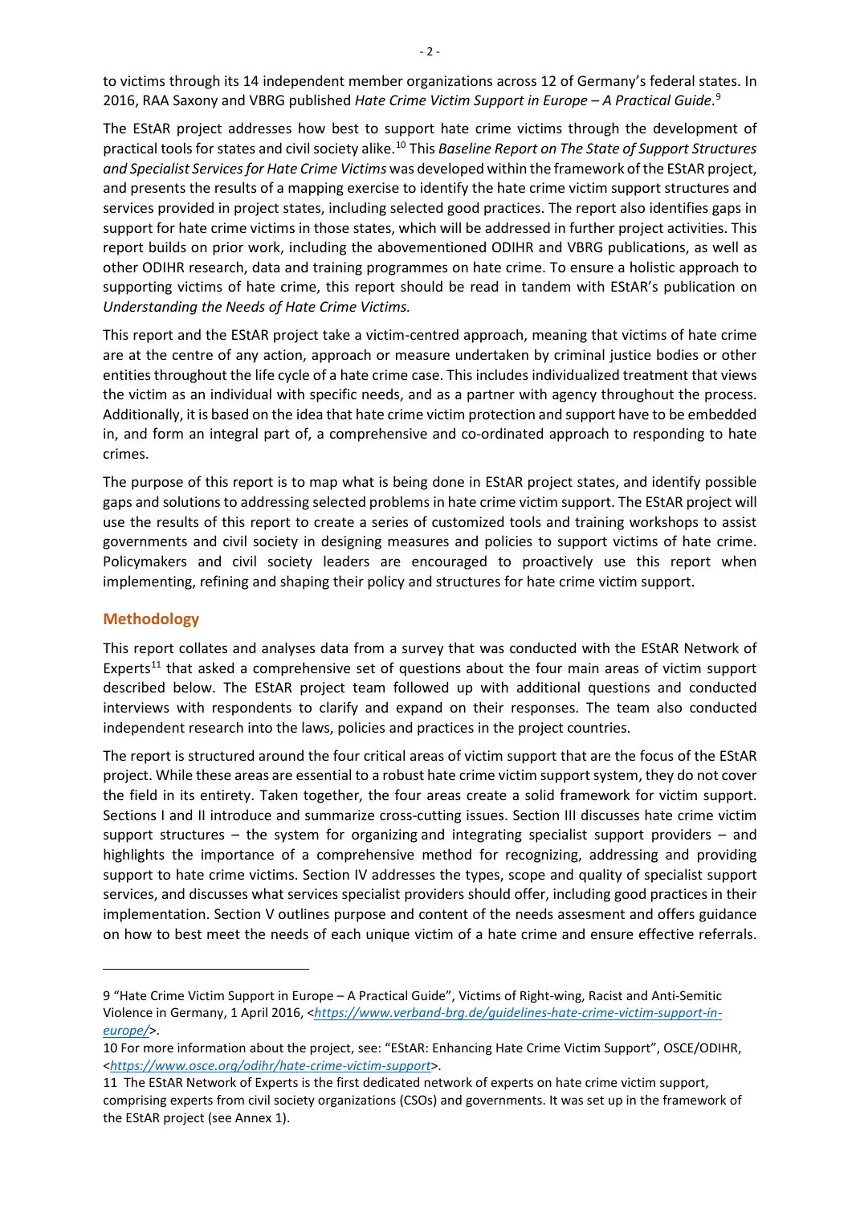to victims through its 14 independent member organizations across 12 of Germany's federal states. In 2016, RAA Saxony and VBRG published *Hate Crime Victim Support in Europe – A Practical Guide*.[9]

The EStAR project addresses how best to support hate crime victims through the development of practical tools for states and civil society alike.[10] This *Baseline Report on The State of Support Structures and Specialist Services for Hate Crime Victims* was developed within the framework of the EStAR project, and presents the results of a mapping exercise to identify the hate crime victim support structures and services provided in project states, including selected good practices. The report also identifies gaps in support for hate crime victims in those states, which will be addressed in further project activities. This report builds on prior work, including the abovementioned ODIHR and VBRG publications, as well as other ODIHR research, data and training programmes on hate crime. To ensure a holistic approach to supporting victims of hate crime, this report should be read in tandem with EStAR's publication on *Understanding the Needs of Hate Crime Victims.*

This report and the EStAR project take a victim-centred approach, meaning that victims of hate crime are at the centre of any action, approach or measure undertaken by criminal justice bodies or other entities throughout the life cycle of a hate crime case. This includes individualized treatment that views the victim as an individual with specific needs, and as a partner with agency throughout the process. Additionally, it is based on the idea that hate crime victim protection and support have to be embedded in, and form an integral part of, a comprehensive and co-ordinated approach to responding to hate crimes.

The purpose of this report is to map what is being done in EStAR project states, and identify possible gaps and solutions to addressing selected problems in hate crime victim support. The EStAR project will use the results of this report to create a series of customized tools and training workshops to assist governments and civil society in designing measures and policies to support victims of hate crime. Policymakers and civil society leaders are encouraged to proactively use this report when implementing, refining and shaping their policy and structures for hate crime victim support.

## Methodology

This report collates and analyses data from a survey that was conducted with the EStAR Network of Experts[11] that asked a comprehensive set of questions about the four main areas of victim support described below. The EStAR project team followed up with additional questions and conducted interviews with respondents to clarify and expand on their responses. The team also conducted independent research into the laws, policies and practices in the project countries.

The report is structured around the four critical areas of victim support that are the focus of the EStAR project. While these areas are essential to a robust hate crime victim support system, they do not cover the field in its entirety. Taken together, the four areas create a solid framework for victim support. Sections I and II introduce and summarize cross-cutting issues. Section III discusses hate crime victim support structures – the system for organizing and integrating specialist support providers – and highlights the importance of a comprehensive method for recognizing, addressing and providing support to hate crime victims. Section IV addresses the types, scope and quality of specialist support services, and discusses what services specialist providers should offer, including good practices in their implementation. Section V outlines purpose and content of the needs assesment and offers guidance on how to best meet the needs of each unique victim of a hate crime and ensure effective referrals.

---

9 "Hate Crime Victim Support in Europe – A Practical Guide", Victims of Right-wing, Racist and Anti-Semitic Violence in Germany, 1 April 2016, <https://www.verband-brg.de/guidelines-hate-crime-victim-support-in-europe/>.

10 For more information about the project, see: "EStAR: Enhancing Hate Crime Victim Support", OSCE/ODIHR, <https://www.osce.org/odihr/hate-crime-victim-support>.

11 The EStAR Network of Experts is the first dedicated network of experts on hate crime victim support, comprising experts from civil society organizations (CSOs) and governments. It was set up in the framework of the EStAR project (see Annex 1).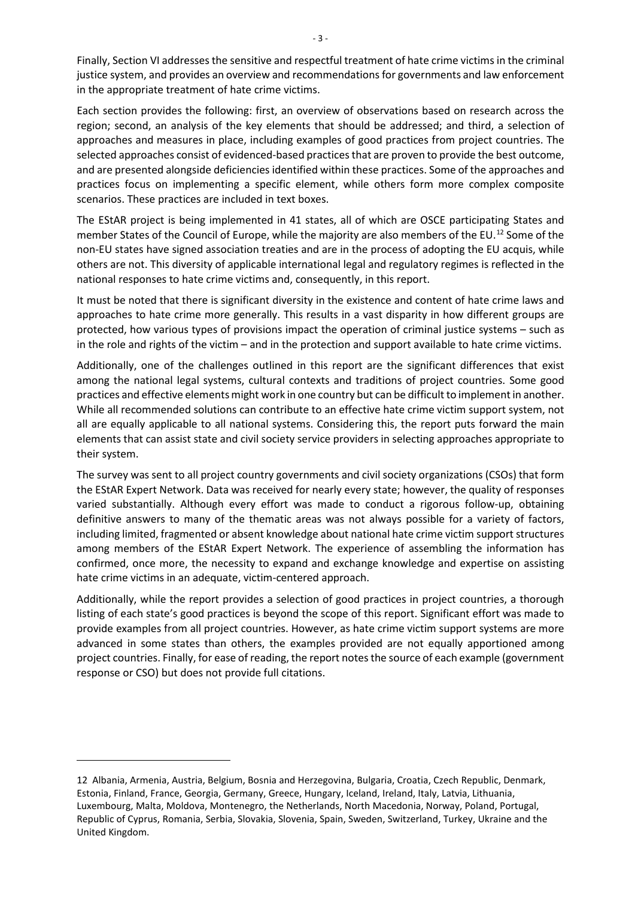Finally, Section VI addresses the sensitive and respectful treatment of hate crime victims in the criminal justice system, and provides an overview and recommendations for governments and law enforcement in the appropriate treatment of hate crime victims.

Each section provides the following: first, an overview of observations based on research across the region; second, an analysis of the key elements that should be addressed; and third, a selection of approaches and measures in place, including examples of good practices from project countries. The selected approaches consist of evidenced-based practices that are proven to provide the best outcome, and are presented alongside deficiencies identified within these practices. Some of the approaches and practices focus on implementing a specific element, while others form more complex composite scenarios. These practices are included in text boxes.

The EStAR project is being implemented in 41 states, all of which are OSCE participating States and member States of the Council of Europe, while the majority are also members of the EU.[12] Some of the non-EU states have signed association treaties and are in the process of adopting the EU acquis, while others are not. This diversity of applicable international legal and regulatory regimes is reflected in the national responses to hate crime victims and, consequently, in this report.

It must be noted that there is significant diversity in the existence and content of hate crime laws and approaches to hate crime more generally. This results in a vast disparity in how different groups are protected, how various types of provisions impact the operation of criminal justice systems – such as in the role and rights of the victim – and in the protection and support available to hate crime victims.

Additionally, one of the challenges outlined in this report are the significant differences that exist among the national legal systems, cultural contexts and traditions of project countries. Some good practices and effective elements might work in one country but can be difficult to implement in another. While all recommended solutions can contribute to an effective hate crime victim support system, not all are equally applicable to all national systems. Considering this, the report puts forward the main elements that can assist state and civil society service providers in selecting approaches appropriate to their system.

The survey was sent to all project country governments and civil society organizations (CSOs) that form the EStAR Expert Network. Data was received for nearly every state; however, the quality of responses varied substantially. Although every effort was made to conduct a rigorous follow-up, obtaining definitive answers to many of the thematic areas was not always possible for a variety of factors, including limited, fragmented or absent knowledge about national hate crime victim support structures among members of the EStAR Expert Network. The experience of assembling the information has confirmed, once more, the necessity to expand and exchange knowledge and expertise on assisting hate crime victims in an adequate, victim-centered approach.

Additionally, while the report provides a selection of good practices in project countries, a thorough listing of each state's good practices is beyond the scope of this report. Significant effort was made to provide examples from all project countries. However, as hate crime victim support systems are more advanced in some states than others, the examples provided are not equally apportioned among project countries. Finally, for ease of reading, the report notes the source of each example (government response or CSO) but does not provide full citations.

---

12 Albania, Armenia, Austria, Belgium, Bosnia and Herzegovina, Bulgaria, Croatia, Czech Republic, Denmark, Estonia, Finland, France, Georgia, Germany, Greece, Hungary, Iceland, Ireland, Italy, Latvia, Lithuania, Luxembourg, Malta, Moldova, Montenegro, the Netherlands, North Macedonia, Norway, Poland, Portugal, Republic of Cyprus, Romania, Serbia, Slovakia, Slovenia, Spain, Sweden, Switzerland, Turkey, Ukraine and the United Kingdom.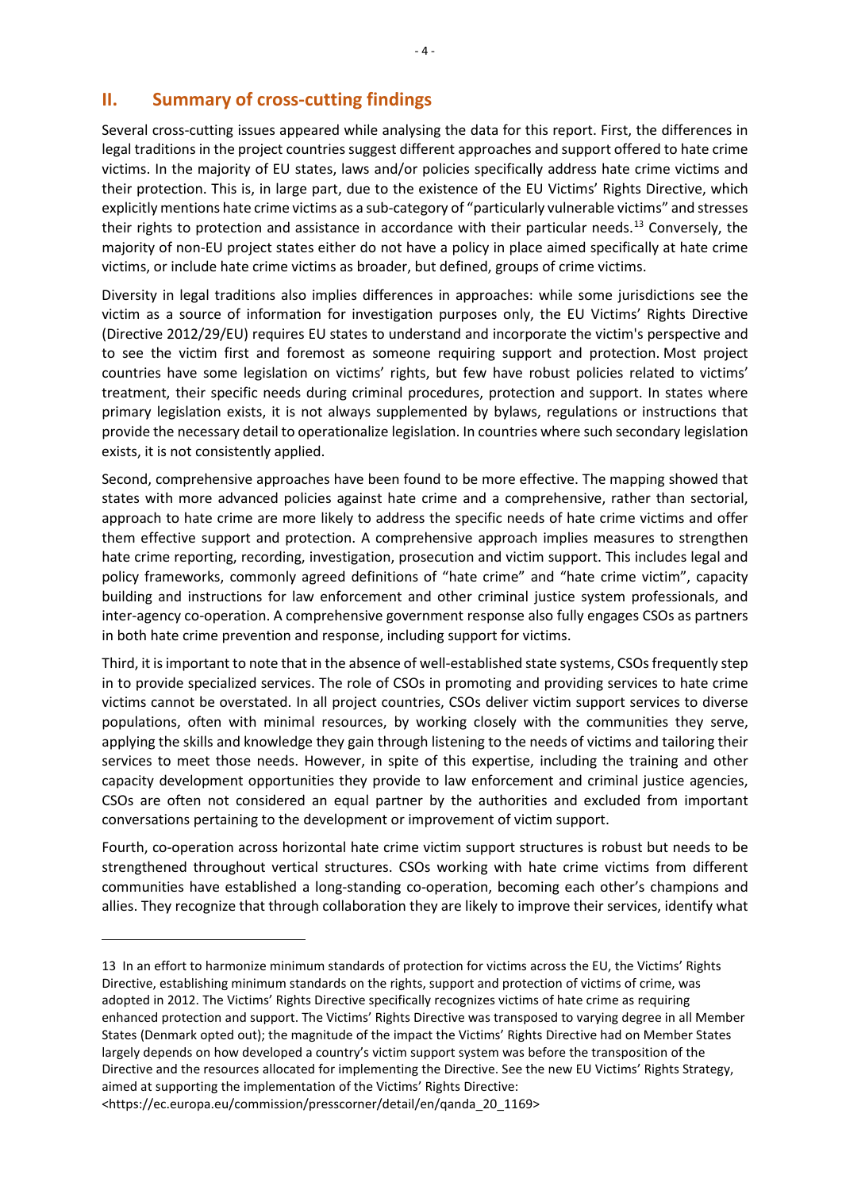## II. Summary of cross-cutting findings

Several cross-cutting issues appeared while analysing the data for this report. First, the differences in legal traditions in the project countries suggest different approaches and support offered to hate crime victims. In the majority of EU states, laws and/or policies specifically address hate crime victims and their protection. This is, in large part, due to the existence of the EU Victims' Rights Directive, which explicitly mentions hate crime victims as a sub-category of "particularly vulnerable victims" and stresses their rights to protection and assistance in accordance with their particular needs.[13] Conversely, the majority of non-EU project states either do not have a policy in place aimed specifically at hate crime victims, or include hate crime victims as broader, but defined, groups of crime victims.

Diversity in legal traditions also implies differences in approaches: while some jurisdictions see the victim as a source of information for investigation purposes only, the EU Victims' Rights Directive (Directive 2012/29/EU) requires EU states to understand and incorporate the victim's perspective and to see the victim first and foremost as someone requiring support and protection. Most project countries have some legislation on victims' rights, but few have robust policies related to victims' treatment, their specific needs during criminal procedures, protection and support. In states where primary legislation exists, it is not always supplemented by bylaws, regulations or instructions that provide the necessary detail to operationalize legislation. In countries where such secondary legislation exists, it is not consistently applied.

Second, comprehensive approaches have been found to be more effective. The mapping showed that states with more advanced policies against hate crime and a comprehensive, rather than sectorial, approach to hate crime are more likely to address the specific needs of hate crime victims and offer them effective support and protection. A comprehensive approach implies measures to strengthen hate crime reporting, recording, investigation, prosecution and victim support. This includes legal and policy frameworks, commonly agreed definitions of "hate crime" and "hate crime victim", capacity building and instructions for law enforcement and other criminal justice system professionals, and inter-agency co-operation. A comprehensive government response also fully engages CSOs as partners in both hate crime prevention and response, including support for victims.

Third, it is important to note that in the absence of well-established state systems, CSOs frequently step in to provide specialized services. The role of CSOs in promoting and providing services to hate crime victims cannot be overstated. In all project countries, CSOs deliver victim support services to diverse populations, often with minimal resources, by working closely with the communities they serve, applying the skills and knowledge they gain through listening to the needs of victims and tailoring their services to meet those needs. However, in spite of this expertise, including the training and other capacity development opportunities they provide to law enforcement and criminal justice agencies, CSOs are often not considered an equal partner by the authorities and excluded from important conversations pertaining to the development or improvement of victim support.

Fourth, co-operation across horizontal hate crime victim support structures is robust but needs to be strengthened throughout vertical structures. CSOs working with hate crime victims from different communities have established a long-standing co-operation, becoming each other's champions and allies. They recognize that through collaboration they are likely to improve their services, identify what

---

13 In an effort to harmonize minimum standards of protection for victims across the EU, the Victims' Rights Directive, establishing minimum standards on the rights, support and protection of victims of crime, was adopted in 2012. The Victims' Rights Directive specifically recognizes victims of hate crime as requiring enhanced protection and support. The Victims' Rights Directive was transposed to varying degree in all Member States (Denmark opted out); the magnitude of the impact the Victims' Rights Directive had on Member States largely depends on how developed a country's victim support system was before the transposition of the Directive and the resources allocated for implementing the Directive. See the new EU Victims' Rights Strategy, aimed at supporting the implementation of the Victims' Rights Directive: <https://ec.europa.eu/commission/presscorner/detail/en/qanda_20_1169>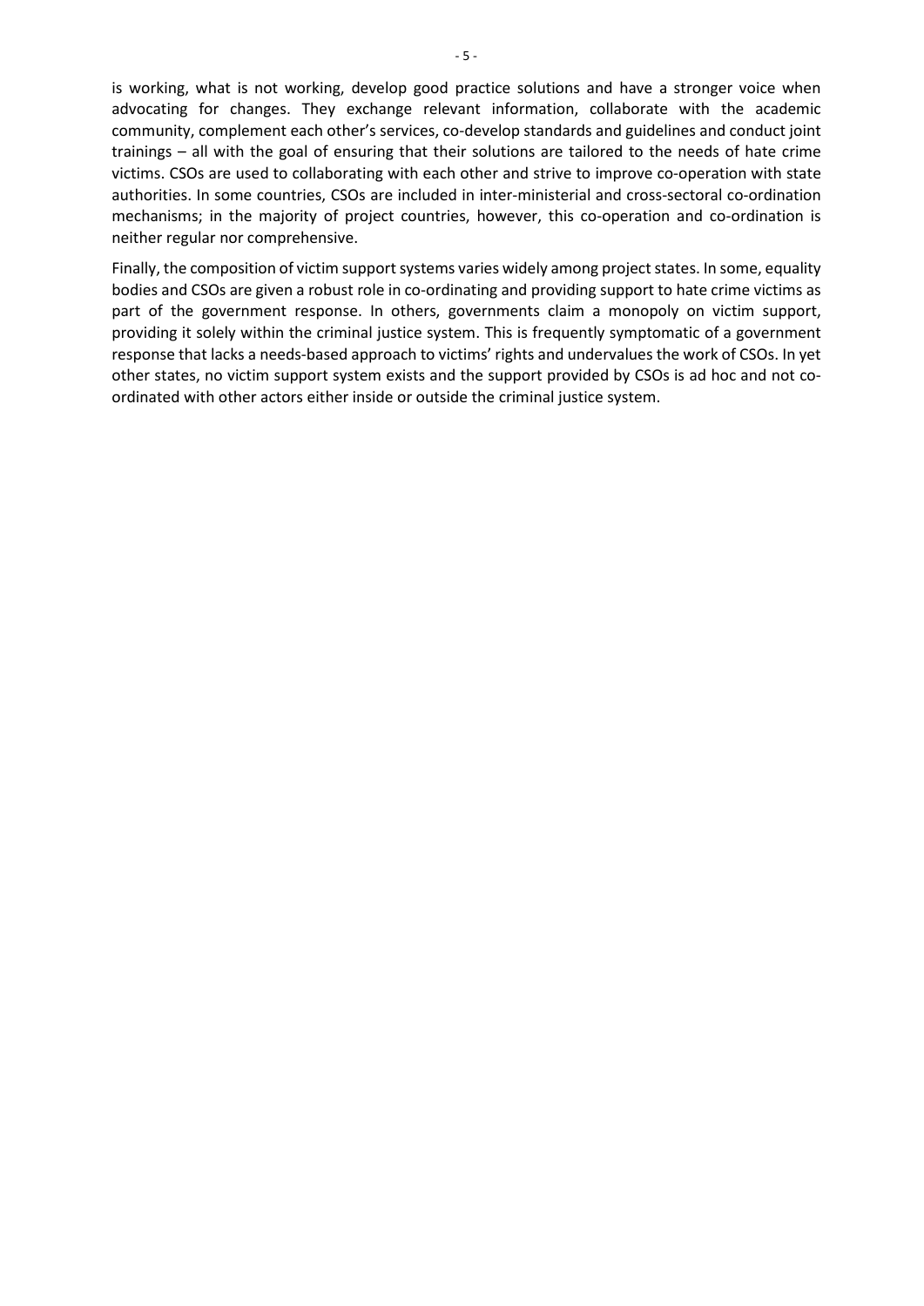is working, what is not working, develop good practice solutions and have a stronger voice when advocating for changes. They exchange relevant information, collaborate with the academic community, complement each other's services, co-develop standards and guidelines and conduct joint trainings – all with the goal of ensuring that their solutions are tailored to the needs of hate crime victims. CSOs are used to collaborating with each other and strive to improve co-operation with state authorities. In some countries, CSOs are included in inter-ministerial and cross-sectoral co-ordination mechanisms; in the majority of project countries, however, this co-operation and co-ordination is neither regular nor comprehensive.

Finally, the composition of victim support systems varies widely among project states. In some, equality bodies and CSOs are given a robust role in co-ordinating and providing support to hate crime victims as part of the government response. In others, governments claim a monopoly on victim support, providing it solely within the criminal justice system. This is frequently symptomatic of a government response that lacks a needs-based approach to victims' rights and undervalues the work of CSOs. In yet other states, no victim support system exists and the support provided by CSOs is ad hoc and not co-ordinated with other actors either inside or outside the criminal justice system.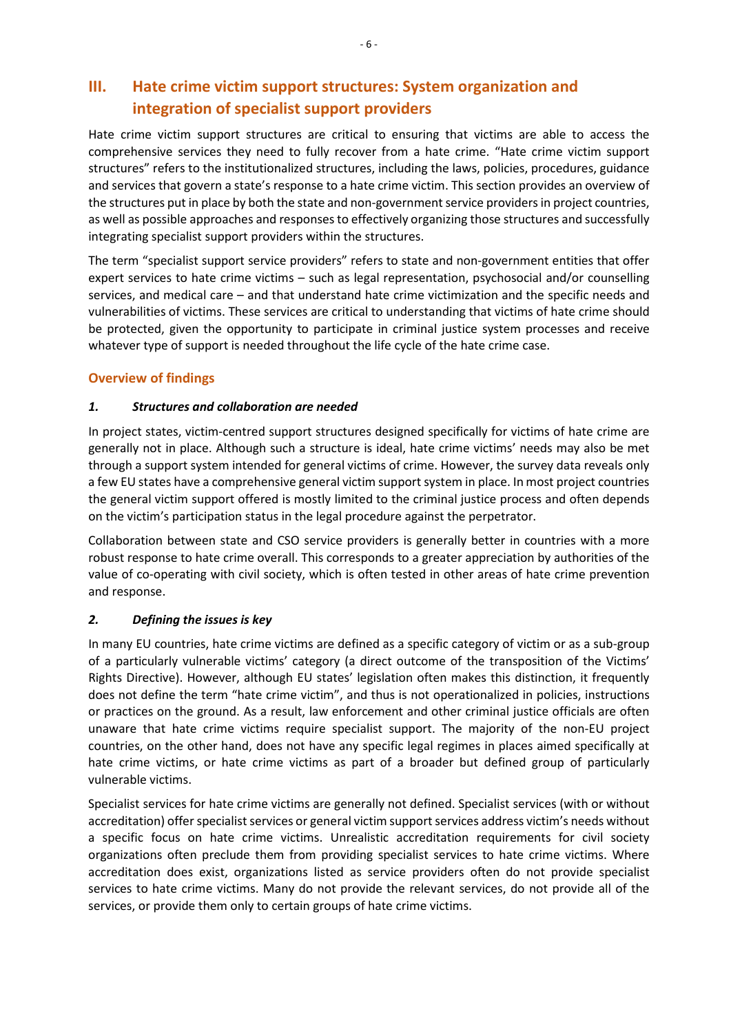## III. Hate crime victim support structures: System organization and integration of specialist support providers

Hate crime victim support structures are critical to ensuring that victims are able to access the comprehensive services they need to fully recover from a hate crime. "Hate crime victim support structures" refers to the institutionalized structures, including the laws, policies, procedures, guidance and services that govern a state's response to a hate crime victim. This section provides an overview of the structures put in place by both the state and non-government service providers in project countries, as well as possible approaches and responses to effectively organizing those structures and successfully integrating specialist support providers within the structures.

The term "specialist support service providers" refers to state and non-government entities that offer expert services to hate crime victims – such as legal representation, psychosocial and/or counselling services, and medical care – and that understand hate crime victimization and the specific needs and vulnerabilities of victims. These services are critical to understanding that victims of hate crime should be protected, given the opportunity to participate in criminal justice system processes and receive whatever type of support is needed throughout the life cycle of the hate crime case.

### Overview of findings

#### *1. Structures and collaboration are needed*

In project states, victim-centred support structures designed specifically for victims of hate crime are generally not in place. Although such a structure is ideal, hate crime victims' needs may also be met through a support system intended for general victims of crime. However, the survey data reveals only a few EU states have a comprehensive general victim support system in place. In most project countries the general victim support offered is mostly limited to the criminal justice process and often depends on the victim's participation status in the legal procedure against the perpetrator.

Collaboration between state and CSO service providers is generally better in countries with a more robust response to hate crime overall. This corresponds to a greater appreciation by authorities of the value of co-operating with civil society, which is often tested in other areas of hate crime prevention and response.

#### *2. Defining the issues is key*

In many EU countries, hate crime victims are defined as a specific category of victim or as a sub-group of a particularly vulnerable victims' category (a direct outcome of the transposition of the Victims' Rights Directive). However, although EU states' legislation often makes this distinction, it frequently does not define the term "hate crime victim", and thus is not operationalized in policies, instructions or practices on the ground. As a result, law enforcement and other criminal justice officials are often unaware that hate crime victims require specialist support. The majority of the non-EU project countries, on the other hand, does not have any specific legal regimes in places aimed specifically at hate crime victims, or hate crime victims as part of a broader but defined group of particularly vulnerable victims.

Specialist services for hate crime victims are generally not defined. Specialist services (with or without accreditation) offer specialist services or general victim support services address victim's needs without a specific focus on hate crime victims. Unrealistic accreditation requirements for civil society organizations often preclude them from providing specialist services to hate crime victims. Where accreditation does exist, organizations listed as service providers often do not provide specialist services to hate crime victims. Many do not provide the relevant services, do not provide all of the services, or provide them only to certain groups of hate crime victims.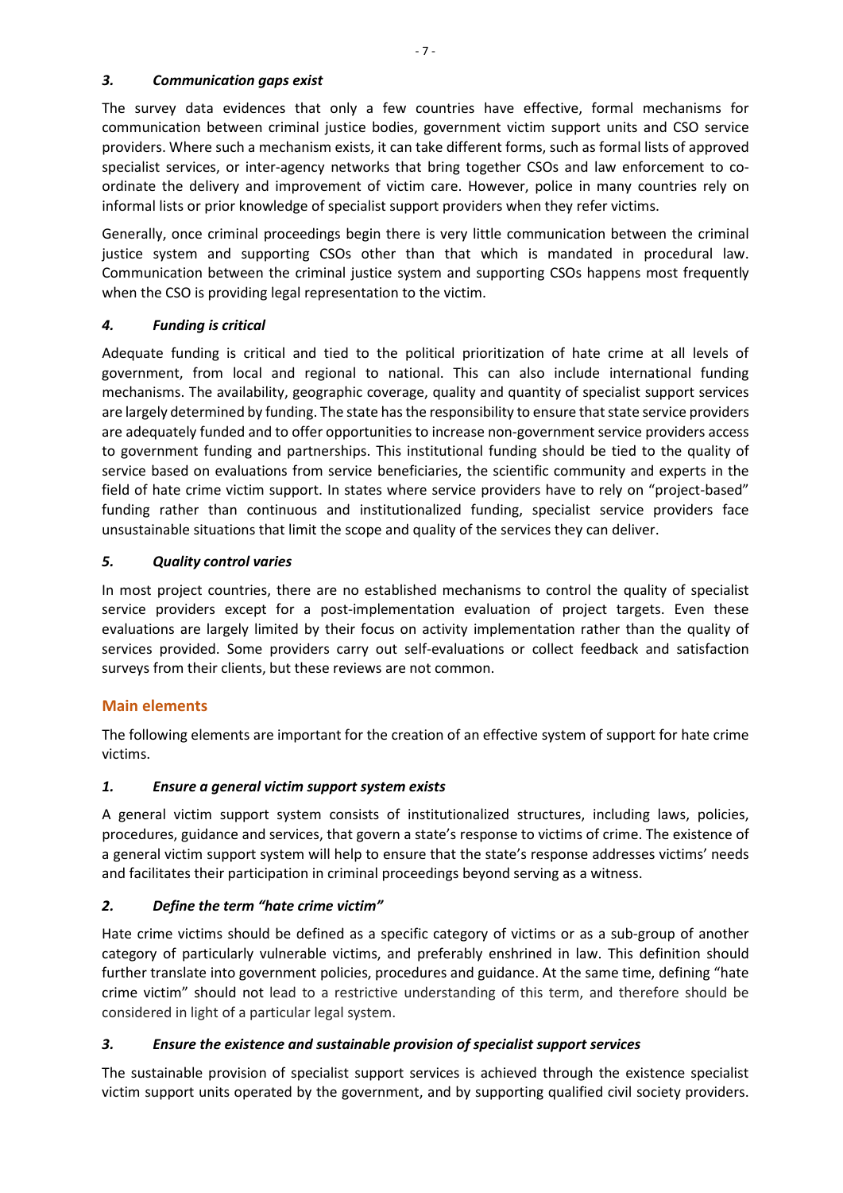### *3. Communication gaps exist*

The survey data evidences that only a few countries have effective, formal mechanisms for communication between criminal justice bodies, government victim support units and CSO service providers. Where such a mechanism exists, it can take different forms, such as formal lists of approved specialist services, or inter-agency networks that bring together CSOs and law enforcement to co-ordinate the delivery and improvement of victim care. However, police in many countries rely on informal lists or prior knowledge of specialist support providers when they refer victims.

Generally, once criminal proceedings begin there is very little communication between the criminal justice system and supporting CSOs other than that which is mandated in procedural law. Communication between the criminal justice system and supporting CSOs happens most frequently when the CSO is providing legal representation to the victim.

### *4. Funding is critical*

Adequate funding is critical and tied to the political prioritization of hate crime at all levels of government, from local and regional to national. This can also include international funding mechanisms. The availability, geographic coverage, quality and quantity of specialist support services are largely determined by funding. The state has the responsibility to ensure that state service providers are adequately funded and to offer opportunities to increase non-government service providers access to government funding and partnerships. This institutional funding should be tied to the quality of service based on evaluations from service beneficiaries, the scientific community and experts in the field of hate crime victim support. In states where service providers have to rely on "project-based" funding rather than continuous and institutionalized funding, specialist service providers face unsustainable situations that limit the scope and quality of the services they can deliver.

### *5. Quality control varies*

In most project countries, there are no established mechanisms to control the quality of specialist service providers except for a post-implementation evaluation of project targets. Even these evaluations are largely limited by their focus on activity implementation rather than the quality of services provided. Some providers carry out self-evaluations or collect feedback and satisfaction surveys from their clients, but these reviews are not common.

## Main elements

The following elements are important for the creation of an effective system of support for hate crime victims.

### *1. Ensure a general victim support system exists*

A general victim support system consists of institutionalized structures, including laws, policies, procedures, guidance and services, that govern a state's response to victims of crime. The existence of a general victim support system will help to ensure that the state's response addresses victims' needs and facilitates their participation in criminal proceedings beyond serving as a witness.

### *2. Define the term "hate crime victim"*

Hate crime victims should be defined as a specific category of victims or as a sub-group of another category of particularly vulnerable victims, and preferably enshrined in law. This definition should further translate into government policies, procedures and guidance. At the same time, defining "hate crime victim" should not lead to a restrictive understanding of this term, and therefore should be considered in light of a particular legal system.

### *3. Ensure the existence and sustainable provision of specialist support services*

The sustainable provision of specialist support services is achieved through the existence specialist victim support units operated by the government, and by supporting qualified civil society providers.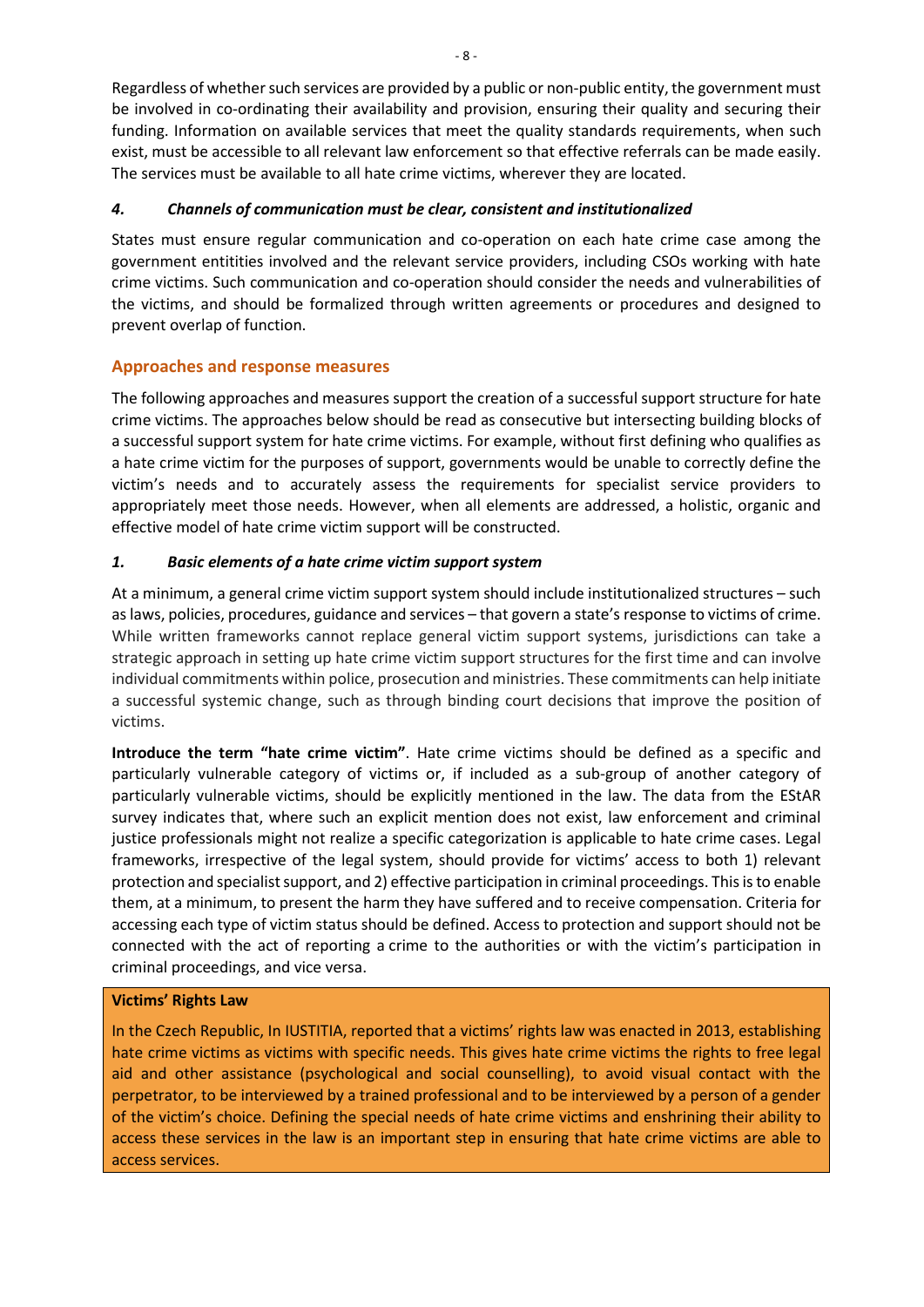Regardless of whether such services are provided by a public or non-public entity, the government must be involved in co-ordinating their availability and provision, ensuring their quality and securing their funding. Information on available services that meet the quality standards requirements, when such exist, must be accessible to all relevant law enforcement so that effective referrals can be made easily. The services must be available to all hate crime victims, wherever they are located.

#### *4. Channels of communication must be clear, consistent and institutionalized*

States must ensure regular communication and co-operation on each hate crime case among the government entitities involved and the relevant service providers, including CSOs working with hate crime victims. Such communication and co-operation should consider the needs and vulnerabilities of the victims, and should be formalized through written agreements or procedures and designed to prevent overlap of function.

### Approaches and response measures

The following approaches and measures support the creation of a successful support structure for hate crime victims. The approaches below should be read as consecutive but intersecting building blocks of a successful support system for hate crime victims. For example, without first defining who qualifies as a hate crime victim for the purposes of support, governments would be unable to correctly define the victim's needs and to accurately assess the requirements for specialist service providers to appropriately meet those needs. However, when all elements are addressed, a holistic, organic and effective model of hate crime victim support will be constructed.

#### *1. Basic elements of a hate crime victim support system*

At a minimum, a general crime victim support system should include institutionalized structures – such as laws, policies, procedures, guidance and services – that govern a state's response to victims of crime. While written frameworks cannot replace general victim support systems, jurisdictions can take a strategic approach in setting up hate crime victim support structures for the first time and can involve individual commitments within police, prosecution and ministries. These commitments can help initiate a successful systemic change, such as through binding court decisions that improve the position of victims.

**Introduce the term "hate crime victim"**. Hate crime victims should be defined as a specific and particularly vulnerable category of victims or, if included as a sub-group of another category of particularly vulnerable victims, should be explicitly mentioned in the law. The data from the EStAR survey indicates that, where such an explicit mention does not exist, law enforcement and criminal justice professionals might not realize a specific categorization is applicable to hate crime cases. Legal frameworks, irrespective of the legal system, should provide for victims' access to both 1) relevant protection and specialist support, and 2) effective participation in criminal proceedings. This is to enable them, at a minimum, to present the harm they have suffered and to receive compensation. Criteria for accessing each type of victim status should be defined. Access to protection and support should not be connected with the act of reporting a crime to the authorities or with the victim's participation in criminal proceedings, and vice versa.

**Victims' Rights Law**

In the Czech Republic, In IUSTITIA, reported that a victims' rights law was enacted in 2013, establishing hate crime victims as victims with specific needs. This gives hate crime victims the rights to free legal aid and other assistance (psychological and social counselling), to avoid visual contact with the perpetrator, to be interviewed by a trained professional and to be interviewed by a person of a gender of the victim's choice. Defining the special needs of hate crime victims and enshrining their ability to access these services in the law is an important step in ensuring that hate crime victims are able to access services.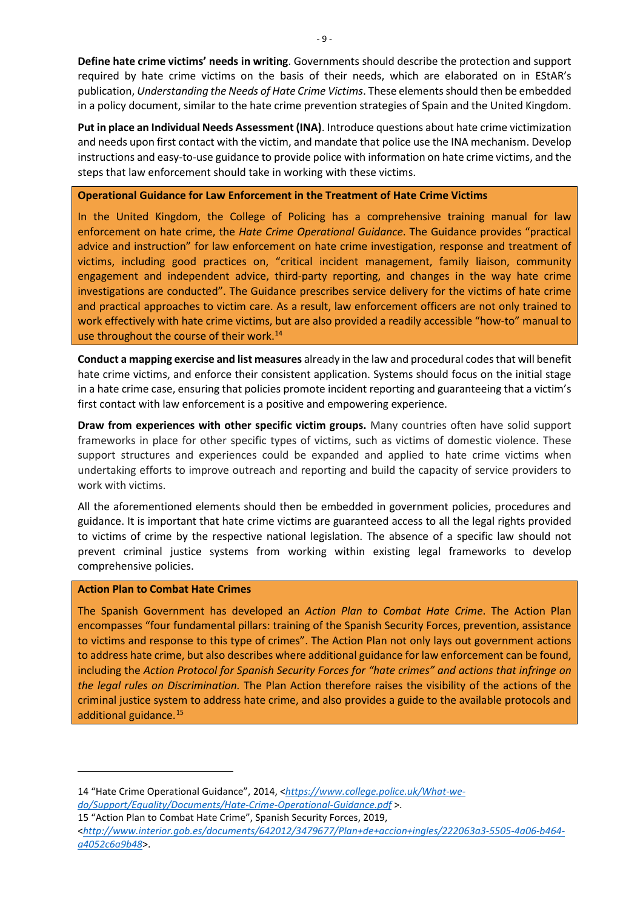**Define hate crime victims' needs in writing**. Governments should describe the protection and support required by hate crime victims on the basis of their needs, which are elaborated on in EStAR's publication, *Understanding the Needs of Hate Crime Victims*. These elements should then be embedded in a policy document, similar to the hate crime prevention strategies of Spain and the United Kingdom.

**Put in place an Individual Needs Assessment (INA)**. Introduce questions about hate crime victimization and needs upon first contact with the victim, and mandate that police use the INA mechanism. Develop instructions and easy-to-use guidance to provide police with information on hate crime victims, and the steps that law enforcement should take in working with these victims.

**Operational Guidance for Law Enforcement in the Treatment of Hate Crime Victims**

In the United Kingdom, the College of Policing has a comprehensive training manual for law enforcement on hate crime, the *Hate Crime Operational Guidance*. The Guidance provides "practical advice and instruction" for law enforcement on hate crime investigation, response and treatment of victims, including good practices on, "critical incident management, family liaison, community engagement and independent advice, third-party reporting, and changes in the way hate crime investigations are conducted". The Guidance prescribes service delivery for the victims of hate crime and practical approaches to victim care. As a result, law enforcement officers are not only trained to work effectively with hate crime victims, but are also provided a readily accessible "how-to" manual to use throughout the course of their work.[14]

**Conduct a mapping exercise and list measures** already in the law and procedural codes that will benefit hate crime victims, and enforce their consistent application. Systems should focus on the initial stage in a hate crime case, ensuring that policies promote incident reporting and guaranteeing that a victim's first contact with law enforcement is a positive and empowering experience.

**Draw from experiences with other specific victim groups.** Many countries often have solid support frameworks in place for other specific types of victims, such as victims of domestic violence. These support structures and experiences could be expanded and applied to hate crime victims when undertaking efforts to improve outreach and reporting and build the capacity of service providers to work with victims.

All the aforementioned elements should then be embedded in government policies, procedures and guidance. It is important that hate crime victims are guaranteed access to all the legal rights provided to victims of crime by the respective national legislation. The absence of a specific law should not prevent criminal justice systems from working within existing legal frameworks to develop comprehensive policies.

**Action Plan to Combat Hate Crimes**

The Spanish Government has developed an *Action Plan to Combat Hate Crime*. The Action Plan encompasses "four fundamental pillars: training of the Spanish Security Forces, prevention, assistance to victims and response to this type of crimes". The Action Plan not only lays out government actions to address hate crime, but also describes where additional guidance for law enforcement can be found, including the *Action Protocol for Spanish Security Forces for "hate crimes" and actions that infringe on the legal rules on Discrimination.* The Plan Action therefore raises the visibility of the actions of the criminal justice system to address hate crime, and also provides a guide to the available protocols and additional guidance.[15]

---

14 "Hate Crime Operational Guidance", 2014, <*https://www.college.police.uk/What-we-do/Support/Equality/Documents/Hate-Crime-Operational-Guidance.pdf* >.

15 "Action Plan to Combat Hate Crime", Spanish Security Forces, 2019, <*http://www.interior.gob.es/documents/642012/3479677/Plan+de+accion+ingles/222063a3-5505-4a06-b464-a4052c6a9b48*>.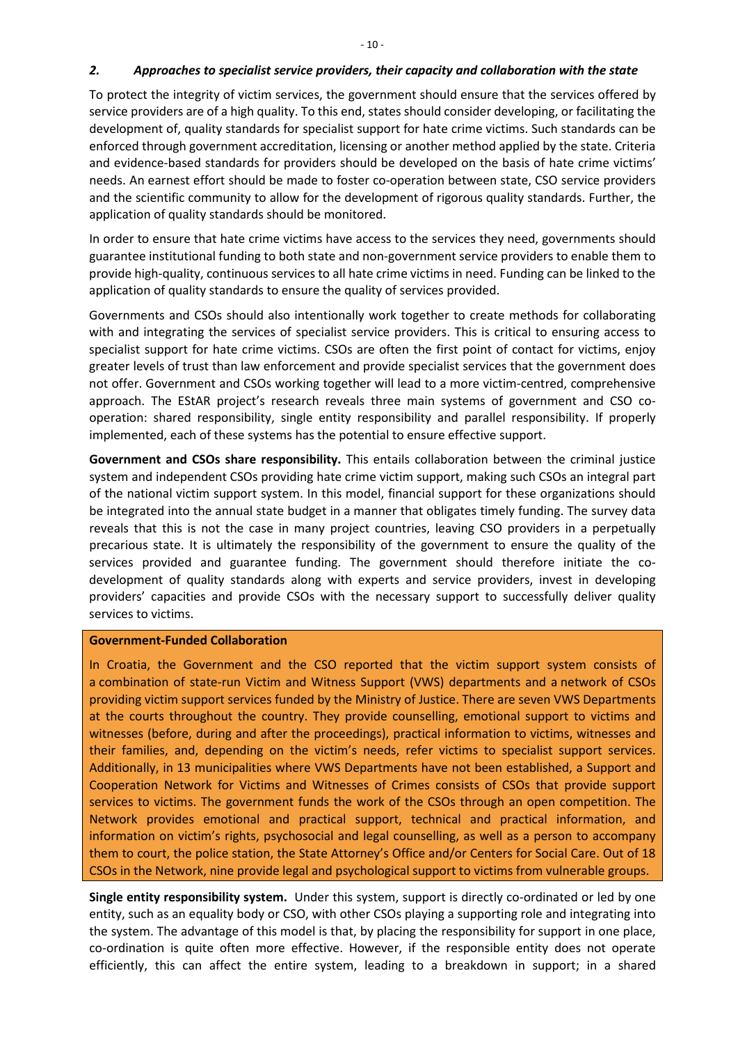## *2. Approaches to specialist service providers, their capacity and collaboration with the state*

To protect the integrity of victim services, the government should ensure that the services offered by service providers are of a high quality. To this end, states should consider developing, or facilitating the development of, quality standards for specialist support for hate crime victims. Such standards can be enforced through government accreditation, licensing or another method applied by the state. Criteria and evidence-based standards for providers should be developed on the basis of hate crime victims' needs. An earnest effort should be made to foster co-operation between state, CSO service providers and the scientific community to allow for the development of rigorous quality standards. Further, the application of quality standards should be monitored.

In order to ensure that hate crime victims have access to the services they need, governments should guarantee institutional funding to both state and non-government service providers to enable them to provide high-quality, continuous services to all hate crime victims in need. Funding can be linked to the application of quality standards to ensure the quality of services provided.

Governments and CSOs should also intentionally work together to create methods for collaborating with and integrating the services of specialist service providers. This is critical to ensuring access to specialist support for hate crime victims. CSOs are often the first point of contact for victims, enjoy greater levels of trust than law enforcement and provide specialist services that the government does not offer. Government and CSOs working together will lead to a more victim-centred, comprehensive approach. The EStAR project's research reveals three main systems of government and CSO co-operation: shared responsibility, single entity responsibility and parallel responsibility. If properly implemented, each of these systems has the potential to ensure effective support.

**Government and CSOs share responsibility.** This entails collaboration between the criminal justice system and independent CSOs providing hate crime victim support, making such CSOs an integral part of the national victim support system. In this model, financial support for these organizations should be integrated into the annual state budget in a manner that obligates timely funding. The survey data reveals that this is not the case in many project countries, leaving CSO providers in a perpetually precarious state. It is ultimately the responsibility of the government to ensure the quality of the services provided and guarantee funding. The government should therefore initiate the co-development of quality standards along with experts and service providers, invest in developing providers' capacities and provide CSOs with the necessary support to successfully deliver quality services to victims.

**Government-Funded Collaboration**

In Croatia, the Government and the CSO reported that the victim support system consists of a combination of state-run Victim and Witness Support (VWS) departments and a network of CSOs providing victim support services funded by the Ministry of Justice. There are seven VWS Departments at the courts throughout the country. They provide counselling, emotional support to victims and witnesses (before, during and after the proceedings), practical information to victims, witnesses and their families, and, depending on the victim's needs, refer victims to specialist support services. Additionally, in 13 municipalities where VWS Departments have not been established, a Support and Cooperation Network for Victims and Witnesses of Crimes consists of CSOs that provide support services to victims. The government funds the work of the CSOs through an open competition. The Network provides emotional and practical support, technical and practical information, and information on victim's rights, psychosocial and legal counselling, as well as a person to accompany them to court, the police station, the State Attorney's Office and/or Centers for Social Care. Out of 18 CSOs in the Network, nine provide legal and psychological support to victims from vulnerable groups.

**Single entity responsibility system.** Under this system, support is directly co-ordinated or led by one entity, such as an equality body or CSO, with other CSOs playing a supporting role and integrating into the system. The advantage of this model is that, by placing the responsibility for support in one place, co-ordination is quite often more effective. However, if the responsible entity does not operate efficiently, this can affect the entire system, leading to a breakdown in support; in a shared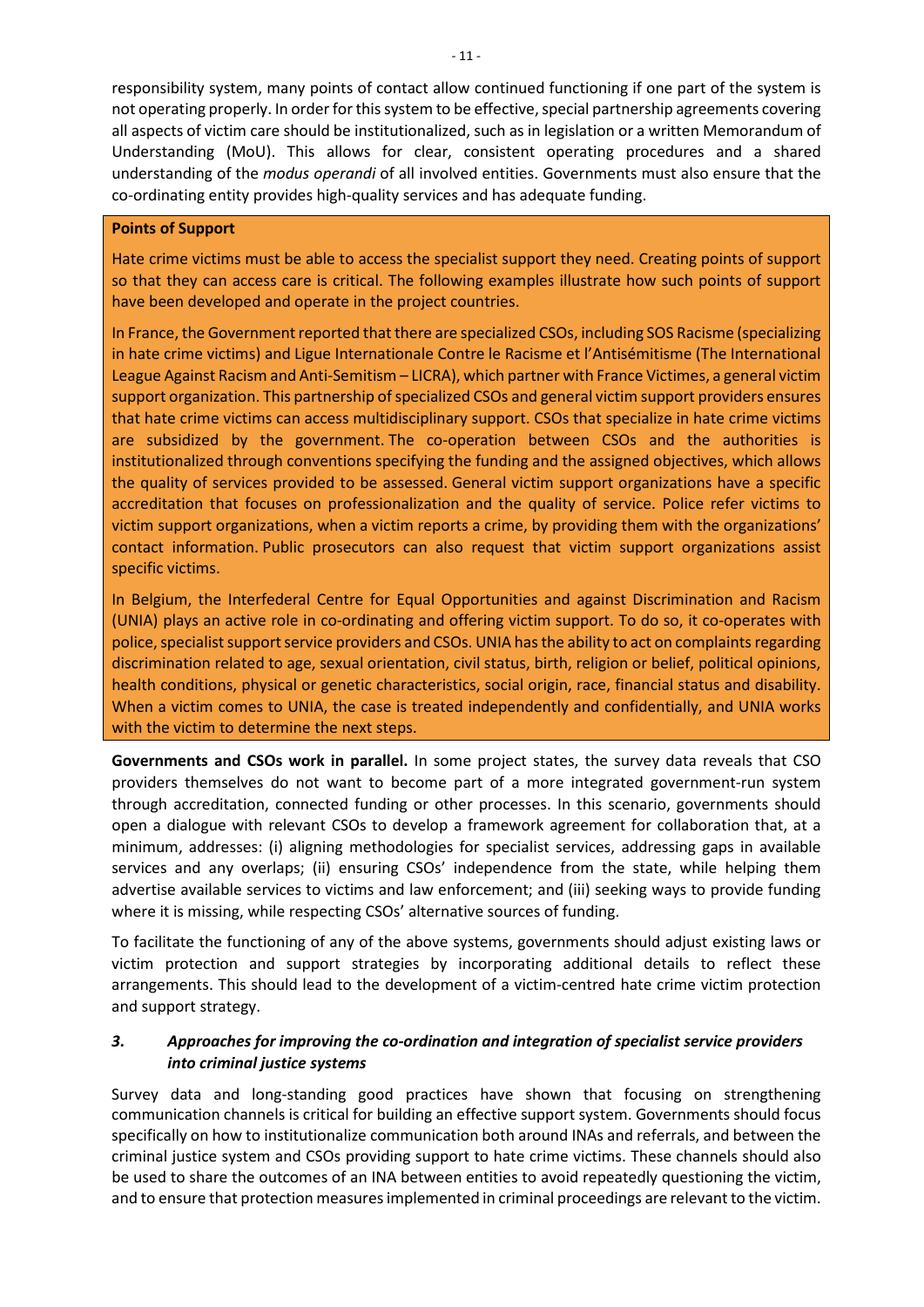responsibility system, many points of contact allow continued functioning if one part of the system is not operating properly. In order for this system to be effective, special partnership agreements covering all aspects of victim care should be institutionalized, such as in legislation or a written Memorandum of Understanding (MoU). This allows for clear, consistent operating procedures and a shared understanding of the *modus operandi* of all involved entities. Governments must also ensure that the co-ordinating entity provides high-quality services and has adequate funding.

> **Points of Support**
>
> Hate crime victims must be able to access the specialist support they need. Creating points of support so that they can access care is critical. The following examples illustrate how such points of support have been developed and operate in the project countries.
>
> In France, the Government reported that there are specialized CSOs, including SOS Racisme (specializing in hate crime victims) and Ligue Internationale Contre le Racisme et l'Antisémitisme (The International League Against Racism and Anti-Semitism – LICRA), which partner with France Victimes, a general victim support organization. This partnership of specialized CSOs and general victim support providers ensures that hate crime victims can access multidisciplinary support. CSOs that specialize in hate crime victims are subsidized by the government. The co-operation between CSOs and the authorities is institutionalized through conventions specifying the funding and the assigned objectives, which allows the quality of services provided to be assessed. General victim support organizations have a specific accreditation that focuses on professionalization and the quality of service. Police refer victims to victim support organizations, when a victim reports a crime, by providing them with the organizations' contact information. Public prosecutors can also request that victim support organizations assist specific victims.
>
> In Belgium, the Interfederal Centre for Equal Opportunities and against Discrimination and Racism (UNIA) plays an active role in co-ordinating and offering victim support. To do so, it co-operates with police, specialist support service providers and CSOs. UNIA has the ability to act on complaints regarding discrimination related to age, sexual orientation, civil status, birth, religion or belief, political opinions, health conditions, physical or genetic characteristics, social origin, race, financial status and disability. When a victim comes to UNIA, the case is treated independently and confidentially, and UNIA works with the victim to determine the next steps.

**Governments and CSOs work in parallel.** In some project states, the survey data reveals that CSO providers themselves do not want to become part of a more integrated government-run system through accreditation, connected funding or other processes. In this scenario, governments should open a dialogue with relevant CSOs to develop a framework agreement for collaboration that, at a minimum, addresses: (i) aligning methodologies for specialist services, addressing gaps in available services and any overlaps; (ii) ensuring CSOs' independence from the state, while helping them advertise available services to victims and law enforcement; and (iii) seeking ways to provide funding where it is missing, while respecting CSOs' alternative sources of funding.

To facilitate the functioning of any of the above systems, governments should adjust existing laws or victim protection and support strategies by incorporating additional details to reflect these arrangements. This should lead to the development of a victim-centred hate crime victim protection and support strategy.

### *3. Approaches for improving the co-ordination and integration of specialist service providers into criminal justice systems*

Survey data and long-standing good practices have shown that focusing on strengthening communication channels is critical for building an effective support system. Governments should focus specifically on how to institutionalize communication both around INAs and referrals, and between the criminal justice system and CSOs providing support to hate crime victims. These channels should also be used to share the outcomes of an INA between entities to avoid repeatedly questioning the victim, and to ensure that protection measures implemented in criminal proceedings are relevant to the victim.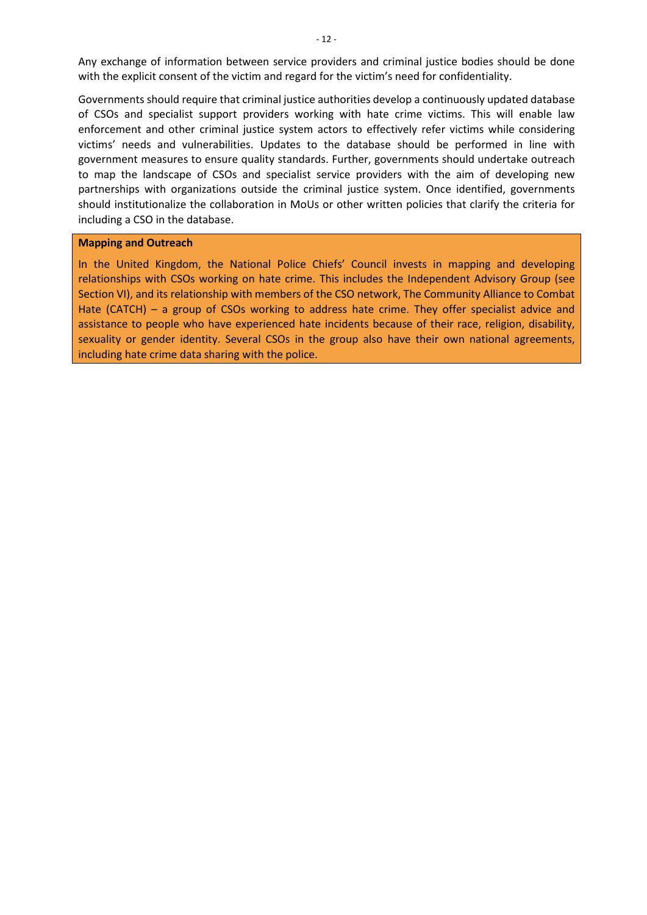Any exchange of information between service providers and criminal justice bodies should be done with the explicit consent of the victim and regard for the victim's need for confidentiality.

Governments should require that criminal justice authorities develop a continuously updated database of CSOs and specialist support providers working with hate crime victims. This will enable law enforcement and other criminal justice system actors to effectively refer victims while considering victims' needs and vulnerabilities. Updates to the database should be performed in line with government measures to ensure quality standards. Further, governments should undertake outreach to map the landscape of CSOs and specialist service providers with the aim of developing new partnerships with organizations outside the criminal justice system. Once identified, governments should institutionalize the collaboration in MoUs or other written policies that clarify the criteria for including a CSO in the database.

**Mapping and Outreach**

In the United Kingdom, the National Police Chiefs' Council invests in mapping and developing relationships with CSOs working on hate crime. This includes the Independent Advisory Group (see Section VI), and its relationship with members of the CSO network, The Community Alliance to Combat Hate (CATCH) – a group of CSOs working to address hate crime. They offer specialist advice and assistance to people who have experienced hate incidents because of their race, religion, disability, sexuality or gender identity. Several CSOs in the group also have their own national agreements, including hate crime data sharing with the police.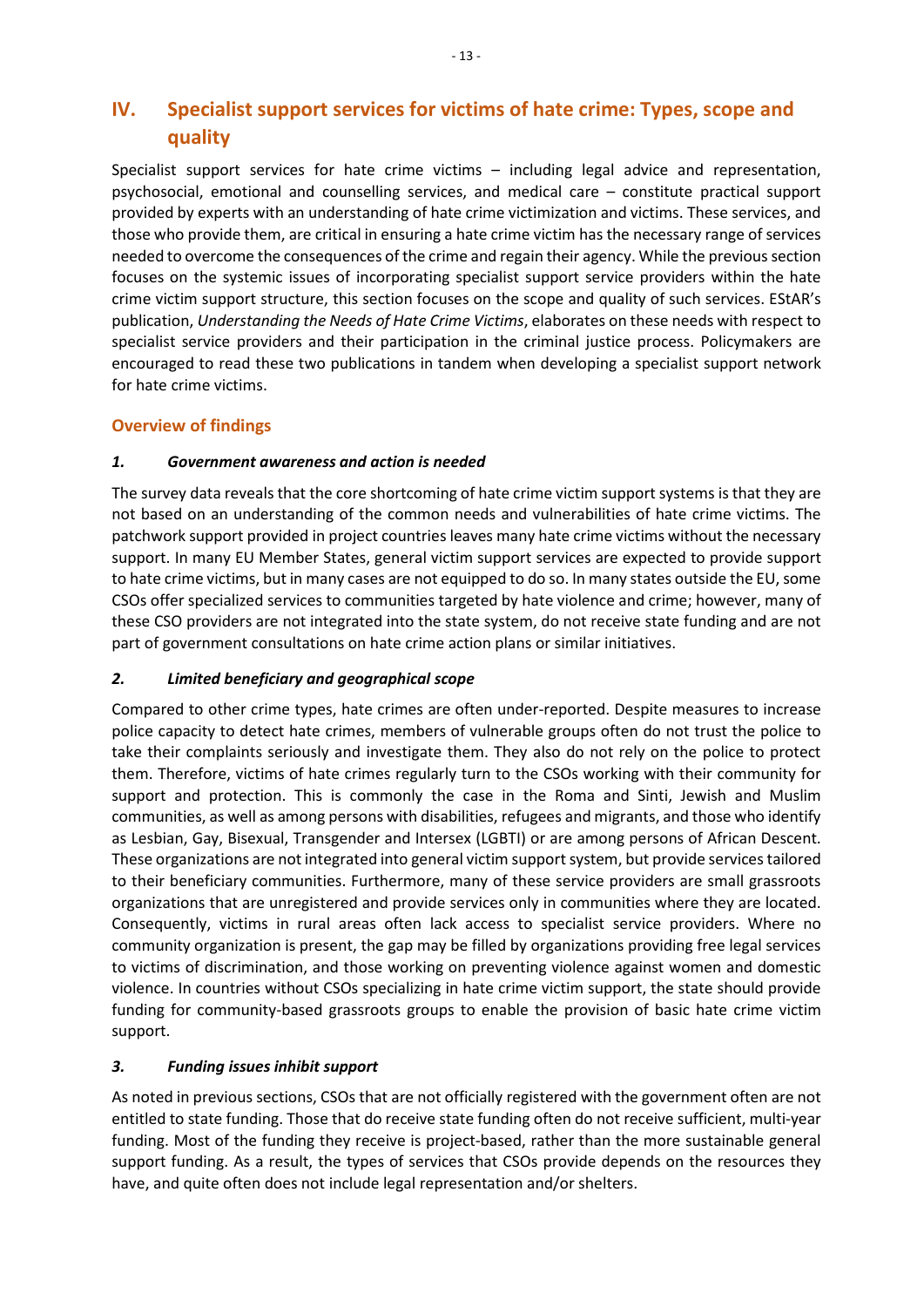## IV. Specialist support services for victims of hate crime: Types, scope and quality

Specialist support services for hate crime victims – including legal advice and representation, psychosocial, emotional and counselling services, and medical care – constitute practical support provided by experts with an understanding of hate crime victimization and victims. These services, and those who provide them, are critical in ensuring a hate crime victim has the necessary range of services needed to overcome the consequences of the crime and regain their agency. While the previous section focuses on the systemic issues of incorporating specialist support service providers within the hate crime victim support structure, this section focuses on the scope and quality of such services. EStAR's publication, *Understanding the Needs of Hate Crime Victims*, elaborates on these needs with respect to specialist service providers and their participation in the criminal justice process. Policymakers are encouraged to read these two publications in tandem when developing a specialist support network for hate crime victims.

### Overview of findings

#### *1. Government awareness and action is needed*

The survey data reveals that the core shortcoming of hate crime victim support systems is that they are not based on an understanding of the common needs and vulnerabilities of hate crime victims. The patchwork support provided in project countries leaves many hate crime victims without the necessary support. In many EU Member States, general victim support services are expected to provide support to hate crime victims, but in many cases are not equipped to do so. In many states outside the EU, some CSOs offer specialized services to communities targeted by hate violence and crime; however, many of these CSO providers are not integrated into the state system, do not receive state funding and are not part of government consultations on hate crime action plans or similar initiatives.

#### *2. Limited beneficiary and geographical scope*

Compared to other crime types, hate crimes are often under-reported. Despite measures to increase police capacity to detect hate crimes, members of vulnerable groups often do not trust the police to take their complaints seriously and investigate them. They also do not rely on the police to protect them. Therefore, victims of hate crimes regularly turn to the CSOs working with their community for support and protection. This is commonly the case in the Roma and Sinti, Jewish and Muslim communities, as well as among persons with disabilities, refugees and migrants, and those who identify as Lesbian, Gay, Bisexual, Transgender and Intersex (LGBTI) or are among persons of African Descent. These organizations are not integrated into general victim support system, but provide services tailored to their beneficiary communities. Furthermore, many of these service providers are small grassroots organizations that are unregistered and provide services only in communities where they are located. Consequently, victims in rural areas often lack access to specialist service providers. Where no community organization is present, the gap may be filled by organizations providing free legal services to victims of discrimination, and those working on preventing violence against women and domestic violence. In countries without CSOs specializing in hate crime victim support, the state should provide funding for community-based grassroots groups to enable the provision of basic hate crime victim support.

#### *3. Funding issues inhibit support*

As noted in previous sections, CSOs that are not officially registered with the government often are not entitled to state funding. Those that do receive state funding often do not receive sufficient, multi-year funding. Most of the funding they receive is project-based, rather than the more sustainable general support funding. As a result, the types of services that CSOs provide depends on the resources they have, and quite often does not include legal representation and/or shelters.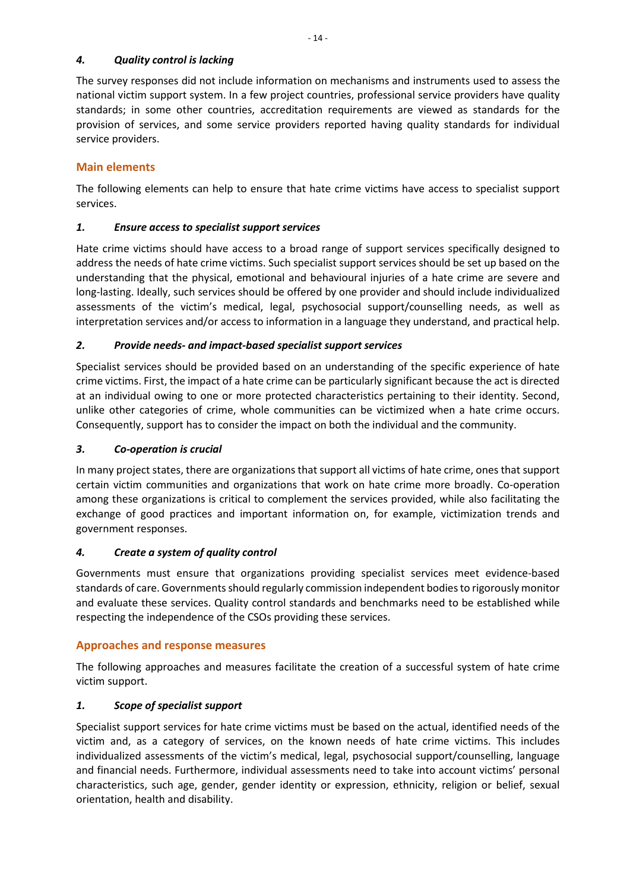### *4. Quality control is lacking*

The survey responses did not include information on mechanisms and instruments used to assess the national victim support system. In a few project countries, professional service providers have quality standards; in some other countries, accreditation requirements are viewed as standards for the provision of services, and some service providers reported having quality standards for individual service providers.

## Main elements

The following elements can help to ensure that hate crime victims have access to specialist support services.

### *1. Ensure access to specialist support services*

Hate crime victims should have access to a broad range of support services specifically designed to address the needs of hate crime victims. Such specialist support services should be set up based on the understanding that the physical, emotional and behavioural injuries of a hate crime are severe and long-lasting. Ideally, such services should be offered by one provider and should include individualized assessments of the victim's medical, legal, psychosocial support/counselling needs, as well as interpretation services and/or access to information in a language they understand, and practical help.

### *2. Provide needs- and impact-based specialist support services*

Specialist services should be provided based on an understanding of the specific experience of hate crime victims. First, the impact of a hate crime can be particularly significant because the act is directed at an individual owing to one or more protected characteristics pertaining to their identity. Second, unlike other categories of crime, whole communities can be victimized when a hate crime occurs. Consequently, support has to consider the impact on both the individual and the community.

### *3. Co-operation is crucial*

In many project states, there are organizations that support all victims of hate crime, ones that support certain victim communities and organizations that work on hate crime more broadly. Co-operation among these organizations is critical to complement the services provided, while also facilitating the exchange of good practices and important information on, for example, victimization trends and government responses.

### *4. Create a system of quality control*

Governments must ensure that organizations providing specialist services meet evidence-based standards of care. Governments should regularly commission independent bodies to rigorously monitor and evaluate these services. Quality control standards and benchmarks need to be established while respecting the independence of the CSOs providing these services.

## Approaches and response measures

The following approaches and measures facilitate the creation of a successful system of hate crime victim support.

### *1. Scope of specialist support*

Specialist support services for hate crime victims must be based on the actual, identified needs of the victim and, as a category of services, on the known needs of hate crime victims. This includes individualized assessments of the victim's medical, legal, psychosocial support/counselling, language and financial needs. Furthermore, individual assessments need to take into account victims' personal characteristics, such age, gender, gender identity or expression, ethnicity, religion or belief, sexual orientation, health and disability.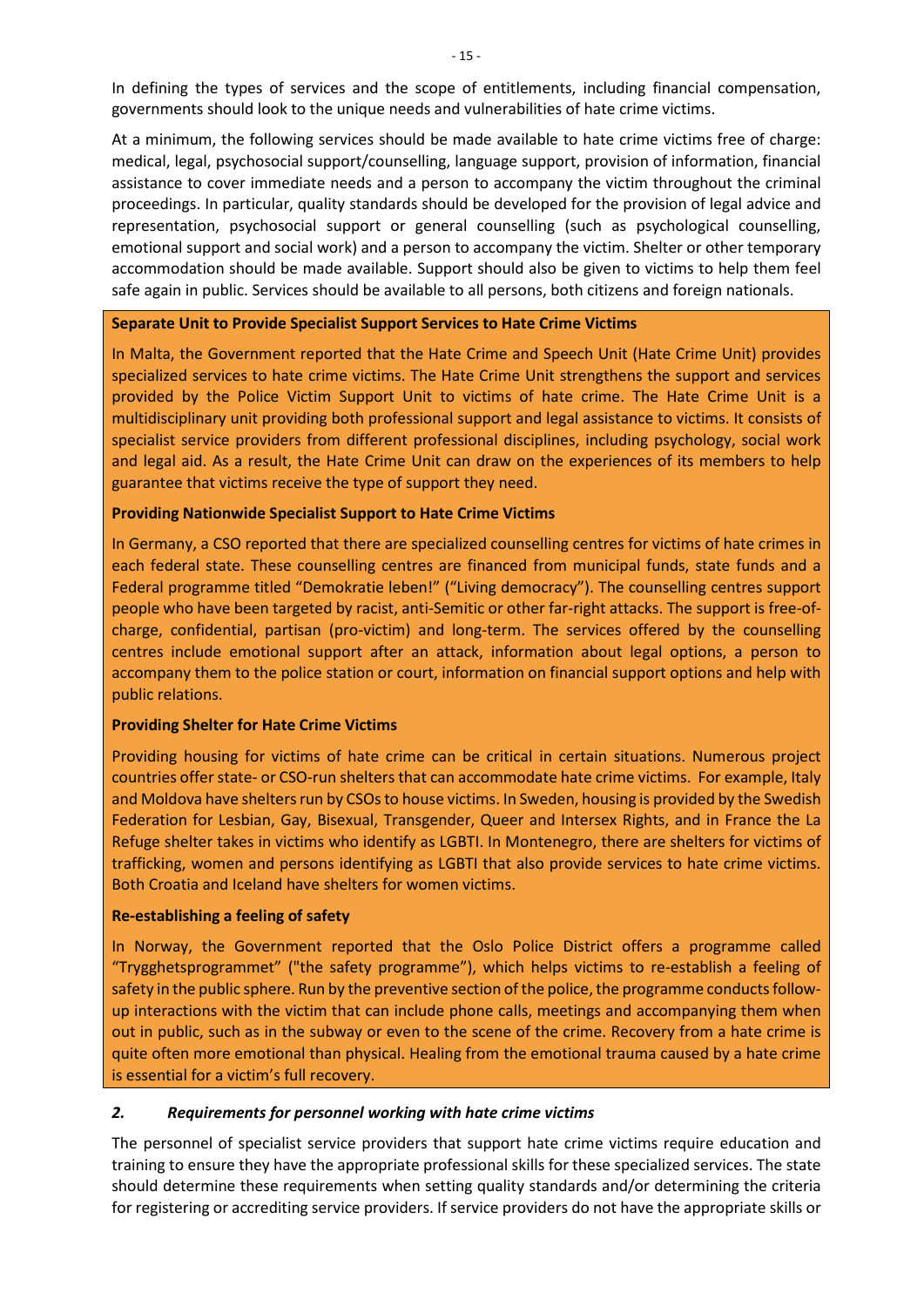In defining the types of services and the scope of entitlements, including financial compensation, governments should look to the unique needs and vulnerabilities of hate crime victims.

At a minimum, the following services should be made available to hate crime victims free of charge: medical, legal, psychosocial support/counselling, language support, provision of information, financial assistance to cover immediate needs and a person to accompany the victim throughout the criminal proceedings. In particular, quality standards should be developed for the provision of legal advice and representation, psychosocial support or general counselling (such as psychological counselling, emotional support and social work) and a person to accompany the victim. Shelter or other temporary accommodation should be made available. Support should also be given to victims to help them feel safe again in public. Services should be available to all persons, both citizens and foreign nationals.

**Separate Unit to Provide Specialist Support Services to Hate Crime Victims**

In Malta, the Government reported that the Hate Crime and Speech Unit (Hate Crime Unit) provides specialized services to hate crime victims. The Hate Crime Unit strengthens the support and services provided by the Police Victim Support Unit to victims of hate crime. The Hate Crime Unit is a multidisciplinary unit providing both professional support and legal assistance to victims. It consists of specialist service providers from different professional disciplines, including psychology, social work and legal aid. As a result, the Hate Crime Unit can draw on the experiences of its members to help guarantee that victims receive the type of support they need.

**Providing Nationwide Specialist Support to Hate Crime Victims**

In Germany, a CSO reported that there are specialized counselling centres for victims of hate crimes in each federal state. These counselling centres are financed from municipal funds, state funds and a Federal programme titled "Demokratie leben!" ("Living democracy"). The counselling centres support people who have been targeted by racist, anti-Semitic or other far-right attacks. The support is free-of-charge, confidential, partisan (pro-victim) and long-term. The services offered by the counselling centres include emotional support after an attack, information about legal options, a person to accompany them to the police station or court, information on financial support options and help with public relations.

**Providing Shelter for Hate Crime Victims**

Providing housing for victims of hate crime can be critical in certain situations. Numerous project countries offer state- or CSO-run shelters that can accommodate hate crime victims. For example, Italy and Moldova have shelters run by CSOs to house victims. In Sweden, housing is provided by the Swedish Federation for Lesbian, Gay, Bisexual, Transgender, Queer and Intersex Rights, and in France the La Refuge shelter takes in victims who identify as LGBTI. In Montenegro, there are shelters for victims of trafficking, women and persons identifying as LGBTI that also provide services to hate crime victims. Both Croatia and Iceland have shelters for women victims.

**Re-establishing a feeling of safety**

In Norway, the Government reported that the Oslo Police District offers a programme called "Trygghetsprogrammet" ("the safety programme"), which helps victims to re-establish a feeling of safety in the public sphere. Run by the preventive section of the police, the programme conducts follow-up interactions with the victim that can include phone calls, meetings and accompanying them when out in public, such as in the subway or even to the scene of the crime. Recovery from a hate crime is quite often more emotional than physical. Healing from the emotional trauma caused by a hate crime is essential for a victim's full recovery.

### *2. Requirements for personnel working with hate crime victims*

The personnel of specialist service providers that support hate crime victims require education and training to ensure they have the appropriate professional skills for these specialized services. The state should determine these requirements when setting quality standards and/or determining the criteria for registering or accrediting service providers. If service providers do not have the appropriate skills or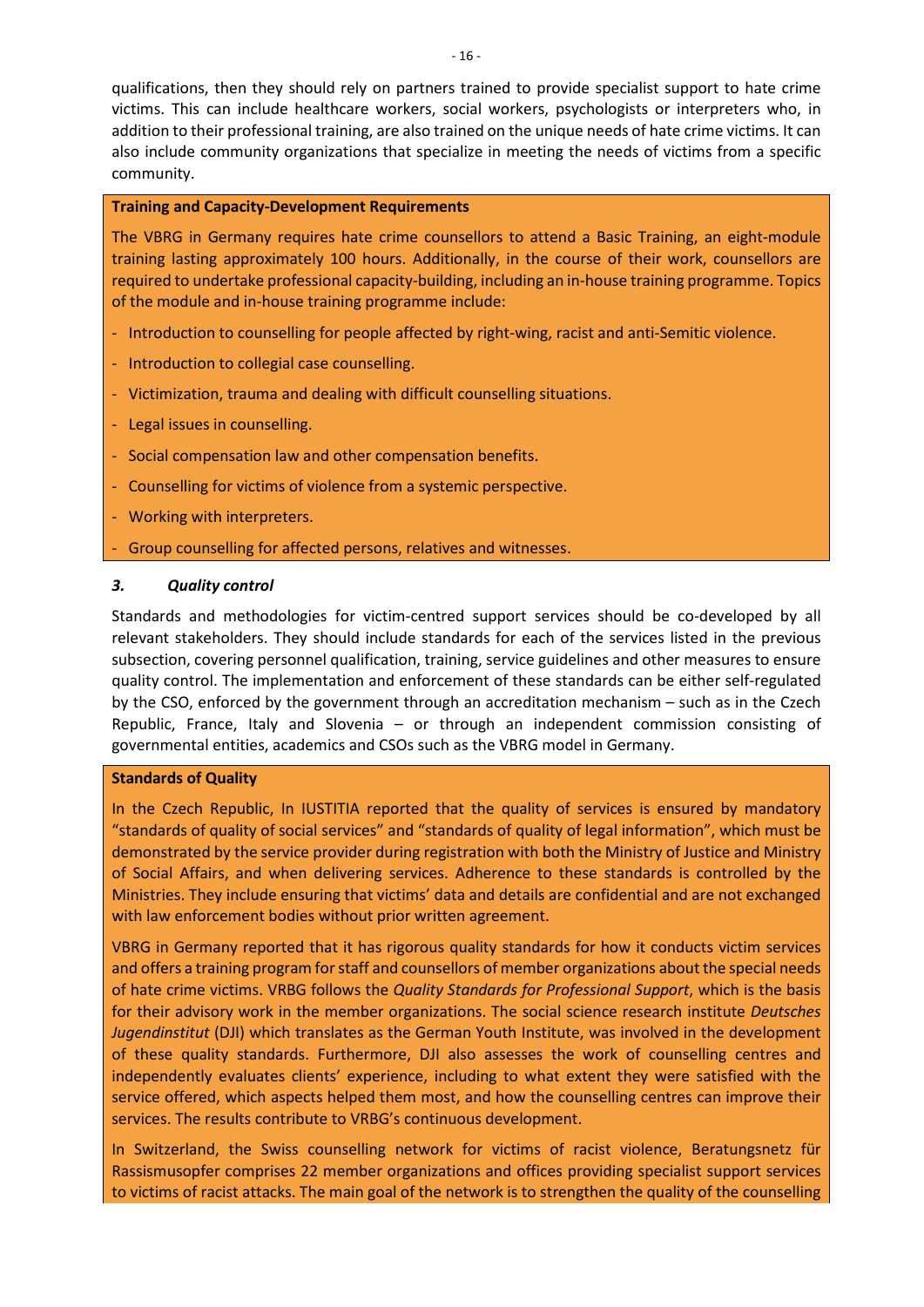qualifications, then they should rely on partners trained to provide specialist support to hate crime victims. This can include healthcare workers, social workers, psychologists or interpreters who, in addition to their professional training, are also trained on the unique needs of hate crime victims. It can also include community organizations that specialize in meeting the needs of victims from a specific community.

**Training and Capacity-Development Requirements**

The VBRG in Germany requires hate crime counsellors to attend a Basic Training, an eight-module training lasting approximately 100 hours. Additionally, in the course of their work, counsellors are required to undertake professional capacity-building, including an in-house training programme. Topics of the module and in-house training programme include:

- Introduction to counselling for people affected by right-wing, racist and anti-Semitic violence.
- Introduction to collegial case counselling.
- Victimization, trauma and dealing with difficult counselling situations.
- Legal issues in counselling.
- Social compensation law and other compensation benefits.
- Counselling for victims of violence from a systemic perspective.
- Working with interpreters.
- Group counselling for affected persons, relatives and witnesses.

### *3. Quality control*

Standards and methodologies for victim-centred support services should be co-developed by all relevant stakeholders. They should include standards for each of the services listed in the previous subsection, covering personnel qualification, training, service guidelines and other measures to ensure quality control. The implementation and enforcement of these standards can be either self-regulated by the CSO, enforced by the government through an accreditation mechanism – such as in the Czech Republic, France, Italy and Slovenia – or through an independent commission consisting of governmental entities, academics and CSOs such as the VBRG model in Germany.

**Standards of Quality**

In the Czech Republic, In IUSTITIA reported that the quality of services is ensured by mandatory "standards of quality of social services" and "standards of quality of legal information", which must be demonstrated by the service provider during registration with both the Ministry of Justice and Ministry of Social Affairs, and when delivering services. Adherence to these standards is controlled by the Ministries. They include ensuring that victims' data and details are confidential and are not exchanged with law enforcement bodies without prior written agreement.

VBRG in Germany reported that it has rigorous quality standards for how it conducts victim services and offers a training program for staff and counsellors of member organizations about the special needs of hate crime victims. VRBG follows the *Quality Standards for Professional Support*, which is the basis for their advisory work in the member organizations. The social science research institute *Deutsches Jugendinstitut* (DJI) which translates as the German Youth Institute, was involved in the development of these quality standards. Furthermore, DJI also assesses the work of counselling centres and independently evaluates clients' experience, including to what extent they were satisfied with the service offered, which aspects helped them most, and how the counselling centres can improve their services. The results contribute to VRBG's continuous development.

In Switzerland, the Swiss counselling network for victims of racist violence, Beratungsnetz für Rassismusopfer comprises 22 member organizations and offices providing specialist support services to victims of racist attacks. The main goal of the network is to strengthen the quality of the counselling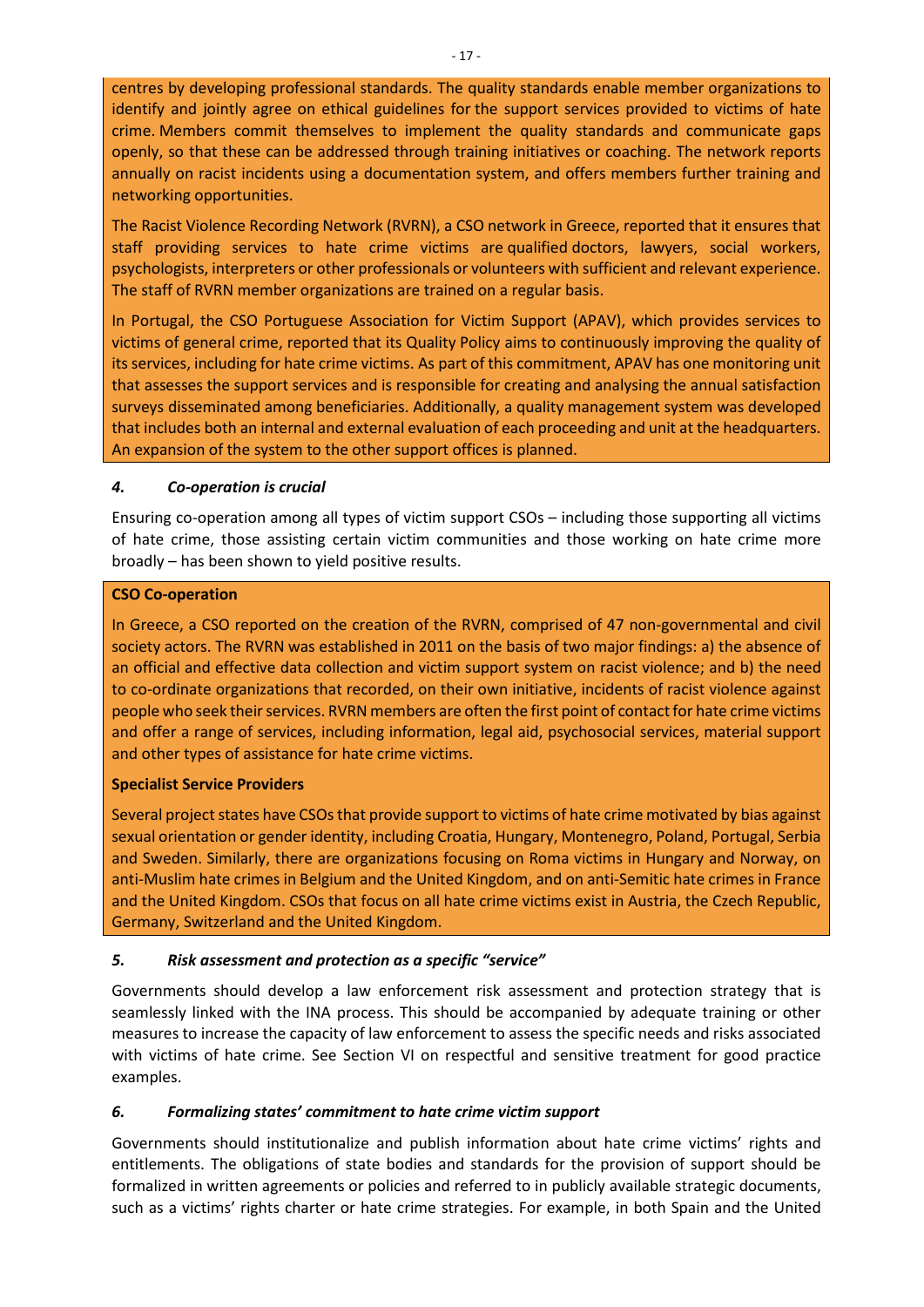centres by developing professional standards. The quality standards enable member organizations to identify and jointly agree on ethical guidelines for the support services provided to victims of hate crime. Members commit themselves to implement the quality standards and communicate gaps openly, so that these can be addressed through training initiatives or coaching. The network reports annually on racist incidents using a documentation system, and offers members further training and networking opportunities.

The Racist Violence Recording Network (RVRN), a CSO network in Greece, reported that it ensures that staff providing services to hate crime victims are qualified doctors, lawyers, social workers, psychologists, interpreters or other professionals or volunteers with sufficient and relevant experience. The staff of RVRN member organizations are trained on a regular basis.

In Portugal, the CSO Portuguese Association for Victim Support (APAV), which provides services to victims of general crime, reported that its Quality Policy aims to continuously improving the quality of its services, including for hate crime victims. As part of this commitment, APAV has one monitoring unit that assesses the support services and is responsible for creating and analysing the annual satisfaction surveys disseminated among beneficiaries. Additionally, a quality management system was developed that includes both an internal and external evaluation of each proceeding and unit at the headquarters. An expansion of the system to the other support offices is planned.

### *4. Co-operation is crucial*

Ensuring co-operation among all types of victim support CSOs – including those supporting all victims of hate crime, those assisting certain victim communities and those working on hate crime more broadly – has been shown to yield positive results.

**CSO Co-operation**

In Greece, a CSO reported on the creation of the RVRN, comprised of 47 non-governmental and civil society actors. The RVRN was established in 2011 on the basis of two major findings: a) the absence of an official and effective data collection and victim support system on racist violence; and b) the need to co-ordinate organizations that recorded, on their own initiative, incidents of racist violence against people who seek their services. RVRN members are often the first point of contact for hate crime victims and offer a range of services, including information, legal aid, psychosocial services, material support and other types of assistance for hate crime victims.

**Specialist Service Providers**

Several project states have CSOs that provide support to victims of hate crime motivated by bias against sexual orientation or gender identity, including Croatia, Hungary, Montenegro, Poland, Portugal, Serbia and Sweden. Similarly, there are organizations focusing on Roma victims in Hungary and Norway, on anti-Muslim hate crimes in Belgium and the United Kingdom, and on anti-Semitic hate crimes in France and the United Kingdom. CSOs that focus on all hate crime victims exist in Austria, the Czech Republic, Germany, Switzerland and the United Kingdom.

### *5. Risk assessment and protection as a specific "service"*

Governments should develop a law enforcement risk assessment and protection strategy that is seamlessly linked with the INA process. This should be accompanied by adequate training or other measures to increase the capacity of law enforcement to assess the specific needs and risks associated with victims of hate crime. See Section VI on respectful and sensitive treatment for good practice examples.

### *6. Formalizing states' commitment to hate crime victim support*

Governments should institutionalize and publish information about hate crime victims' rights and entitlements. The obligations of state bodies and standards for the provision of support should be formalized in written agreements or policies and referred to in publicly available strategic documents, such as a victims' rights charter or hate crime strategies. For example, in both Spain and the United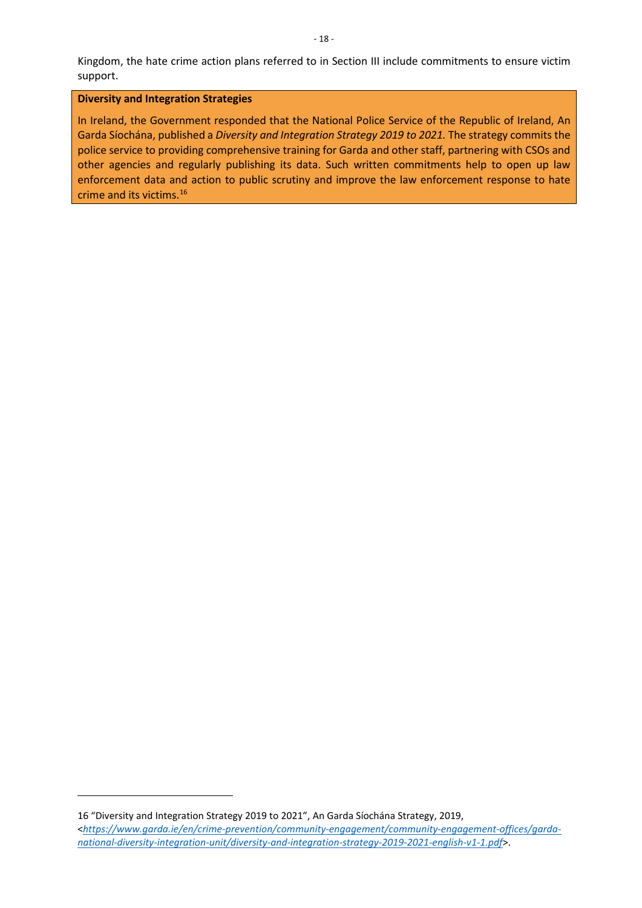Kingdom, the hate crime action plans referred to in Section III include commitments to ensure victim support.

**Diversity and Integration Strategies**

In Ireland, the Government responded that the National Police Service of the Republic of Ireland, An Garda Síochána, published a *Diversity and Integration Strategy 2019 to 2021.* The strategy commits the police service to providing comprehensive training for Garda and other staff, partnering with CSOs and other agencies and regularly publishing its data. Such written commitments help to open up law enforcement data and action to public scrutiny and improve the law enforcement response to hate crime and its victims.[16]

---

16 "Diversity and Integration Strategy 2019 to 2021", An Garda Síochána Strategy, 2019, <*https://www.garda.ie/en/crime-prevention/community-engagement/community-engagement-offices/garda-national-diversity-integration-unit/diversity-and-integration-strategy-2019-2021-english-v1-1.pdf*>.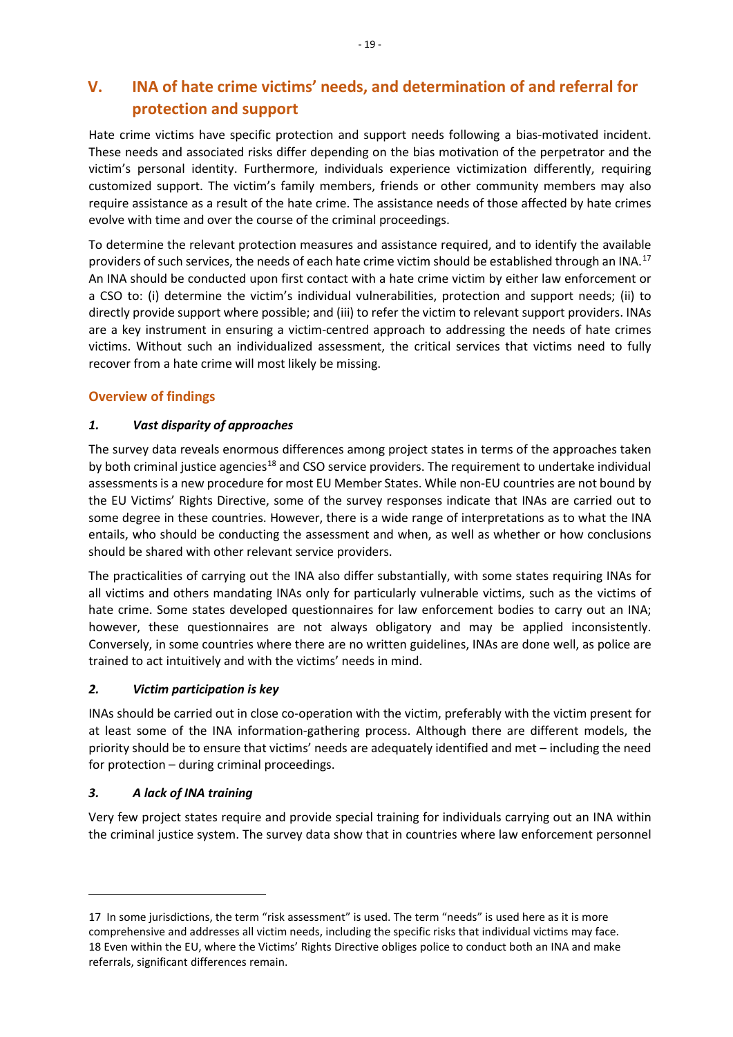## V. INA of hate crime victims' needs, and determination of and referral for protection and support

Hate crime victims have specific protection and support needs following a bias-motivated incident. These needs and associated risks differ depending on the bias motivation of the perpetrator and the victim's personal identity. Furthermore, individuals experience victimization differently, requiring customized support. The victim's family members, friends or other community members may also require assistance as a result of the hate crime. The assistance needs of those affected by hate crimes evolve with time and over the course of the criminal proceedings.

To determine the relevant protection measures and assistance required, and to identify the available providers of such services, the needs of each hate crime victim should be established through an INA.[17] An INA should be conducted upon first contact with a hate crime victim by either law enforcement or a CSO to: (i) determine the victim's individual vulnerabilities, protection and support needs; (ii) to directly provide support where possible; and (iii) to refer the victim to relevant support providers. INAs are a key instrument in ensuring a victim-centred approach to addressing the needs of hate crimes victims. Without such an individualized assessment, the critical services that victims need to fully recover from a hate crime will most likely be missing.

### Overview of findings

#### *1. Vast disparity of approaches*

The survey data reveals enormous differences among project states in terms of the approaches taken by both criminal justice agencies[18] and CSO service providers. The requirement to undertake individual assessments is a new procedure for most EU Member States. While non-EU countries are not bound by the EU Victims' Rights Directive, some of the survey responses indicate that INAs are carried out to some degree in these countries. However, there is a wide range of interpretations as to what the INA entails, who should be conducting the assessment and when, as well as whether or how conclusions should be shared with other relevant service providers.

The practicalities of carrying out the INA also differ substantially, with some states requiring INAs for all victims and others mandating INAs only for particularly vulnerable victims, such as the victims of hate crime. Some states developed questionnaires for law enforcement bodies to carry out an INA; however, these questionnaires are not always obligatory and may be applied inconsistently. Conversely, in some countries where there are no written guidelines, INAs are done well, as police are trained to act intuitively and with the victims' needs in mind.

#### *2. Victim participation is key*

INAs should be carried out in close co-operation with the victim, preferably with the victim present for at least some of the INA information-gathering process. Although there are different models, the priority should be to ensure that victims' needs are adequately identified and met – including the need for protection – during criminal proceedings.

#### *3. A lack of INA training*

Very few project states require and provide special training for individuals carrying out an INA within the criminal justice system. The survey data show that in countries where law enforcement personnel

---

17 In some jurisdictions, the term "risk assessment" is used. The term "needs" is used here as it is more comprehensive and addresses all victim needs, including the specific risks that individual victims may face.

18 Even within the EU, where the Victims' Rights Directive obliges police to conduct both an INA and make referrals, significant differences remain.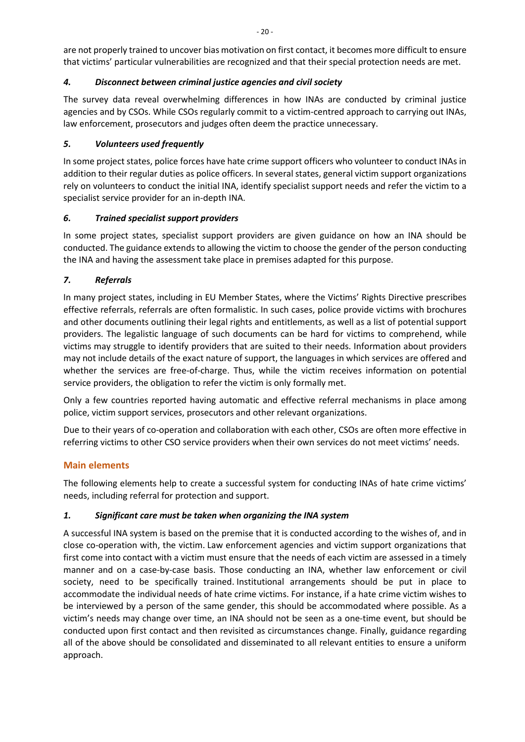are not properly trained to uncover bias motivation on first contact, it becomes more difficult to ensure that victims' particular vulnerabilities are recognized and that their special protection needs are met.

### *4. Disconnect between criminal justice agencies and civil society*

The survey data reveal overwhelming differences in how INAs are conducted by criminal justice agencies and by CSOs. While CSOs regularly commit to a victim-centred approach to carrying out INAs, law enforcement, prosecutors and judges often deem the practice unnecessary.

### *5. Volunteers used frequently*

In some project states, police forces have hate crime support officers who volunteer to conduct INAs in addition to their regular duties as police officers. In several states, general victim support organizations rely on volunteers to conduct the initial INA, identify specialist support needs and refer the victim to a specialist service provider for an in-depth INA.

### *6. Trained specialist support providers*

In some project states, specialist support providers are given guidance on how an INA should be conducted. The guidance extends to allowing the victim to choose the gender of the person conducting the INA and having the assessment take place in premises adapted for this purpose.

### *7. Referrals*

In many project states, including in EU Member States, where the Victims' Rights Directive prescribes effective referrals, referrals are often formalistic. In such cases, police provide victims with brochures and other documents outlining their legal rights and entitlements, as well as a list of potential support providers. The legalistic language of such documents can be hard for victims to comprehend, while victims may struggle to identify providers that are suited to their needs. Information about providers may not include details of the exact nature of support, the languages in which services are offered and whether the services are free-of-charge. Thus, while the victim receives information on potential service providers, the obligation to refer the victim is only formally met.

Only a few countries reported having automatic and effective referral mechanisms in place among police, victim support services, prosecutors and other relevant organizations.

Due to their years of co-operation and collaboration with each other, CSOs are often more effective in referring victims to other CSO service providers when their own services do not meet victims' needs.

## Main elements

The following elements help to create a successful system for conducting INAs of hate crime victims' needs, including referral for protection and support.

### *1. Significant care must be taken when organizing the INA system*

A successful INA system is based on the premise that it is conducted according to the wishes of, and in close co-operation with, the victim. Law enforcement agencies and victim support organizations that first come into contact with a victim must ensure that the needs of each victim are assessed in a timely manner and on a case-by-case basis. Those conducting an INA, whether law enforcement or civil society, need to be specifically trained. Institutional arrangements should be put in place to accommodate the individual needs of hate crime victims. For instance, if a hate crime victim wishes to be interviewed by a person of the same gender, this should be accommodated where possible. As a victim's needs may change over time, an INA should not be seen as a one-time event, but should be conducted upon first contact and then revisited as circumstances change. Finally, guidance regarding all of the above should be consolidated and disseminated to all relevant entities to ensure a uniform approach.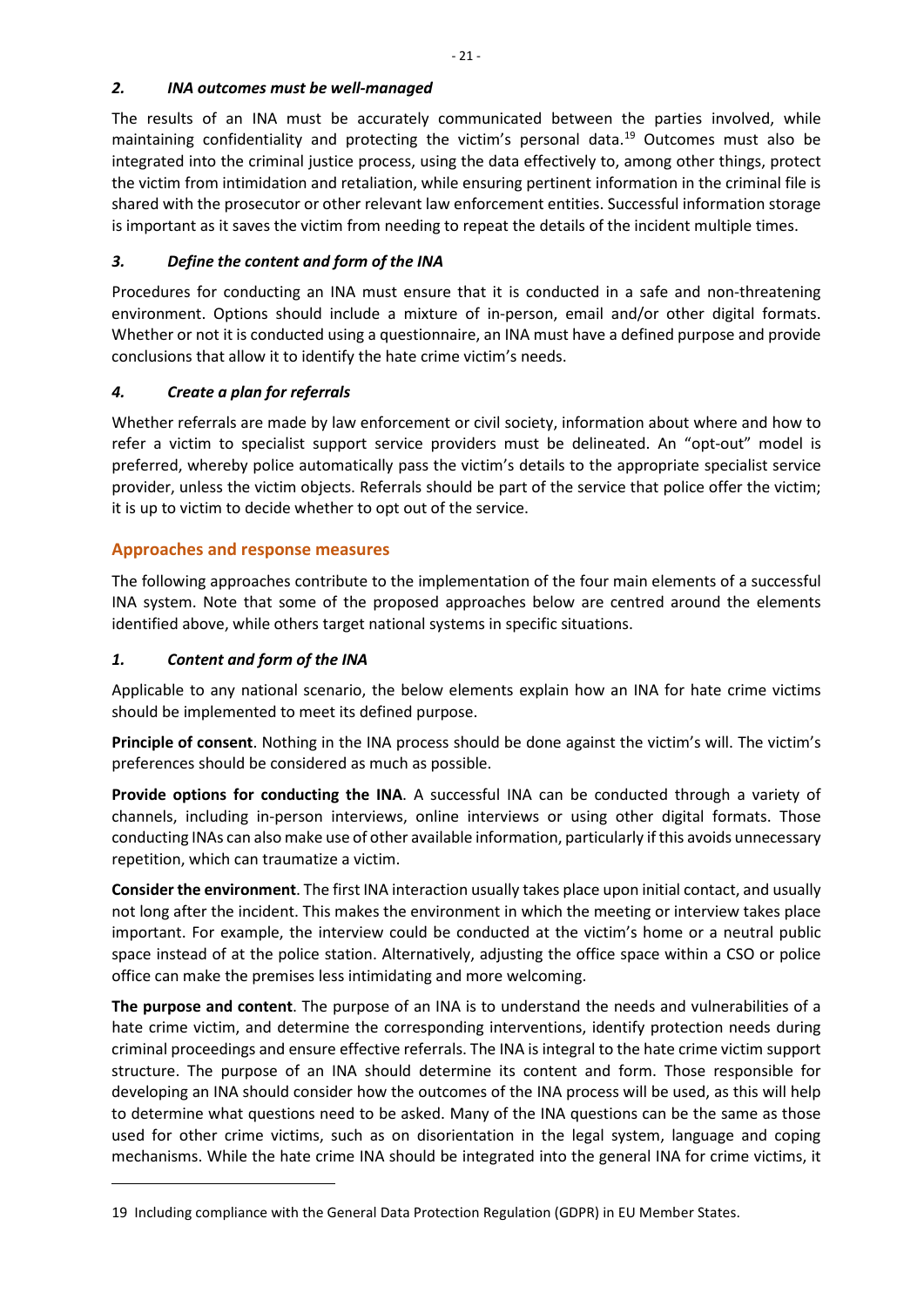### *2. INA outcomes must be well-managed*

The results of an INA must be accurately communicated between the parties involved, while maintaining confidentiality and protecting the victim's personal data.[19] Outcomes must also be integrated into the criminal justice process, using the data effectively to, among other things, protect the victim from intimidation and retaliation, while ensuring pertinent information in the criminal file is shared with the prosecutor or other relevant law enforcement entities. Successful information storage is important as it saves the victim from needing to repeat the details of the incident multiple times.

### *3. Define the content and form of the INA*

Procedures for conducting an INA must ensure that it is conducted in a safe and non-threatening environment. Options should include a mixture of in-person, email and/or other digital formats. Whether or not it is conducted using a questionnaire, an INA must have a defined purpose and provide conclusions that allow it to identify the hate crime victim's needs.

### *4. Create a plan for referrals*

Whether referrals are made by law enforcement or civil society, information about where and how to refer a victim to specialist support service providers must be delineated. An "opt-out" model is preferred, whereby police automatically pass the victim's details to the appropriate specialist service provider, unless the victim objects. Referrals should be part of the service that police offer the victim; it is up to victim to decide whether to opt out of the service.

## Approaches and response measures

The following approaches contribute to the implementation of the four main elements of a successful INA system. Note that some of the proposed approaches below are centred around the elements identified above, while others target national systems in specific situations.

### *1. Content and form of the INA*

Applicable to any national scenario, the below elements explain how an INA for hate crime victims should be implemented to meet its defined purpose.

**Principle of consent**. Nothing in the INA process should be done against the victim's will. The victim's preferences should be considered as much as possible.

**Provide options for conducting the INA**. A successful INA can be conducted through a variety of channels, including in-person interviews, online interviews or using other digital formats. Those conducting INAs can also make use of other available information, particularly if this avoids unnecessary repetition, which can traumatize a victim.

**Consider the environment**. The first INA interaction usually takes place upon initial contact, and usually not long after the incident. This makes the environment in which the meeting or interview takes place important. For example, the interview could be conducted at the victim's home or a neutral public space instead of at the police station. Alternatively, adjusting the office space within a CSO or police office can make the premises less intimidating and more welcoming.

**The purpose and content**. The purpose of an INA is to understand the needs and vulnerabilities of a hate crime victim, and determine the corresponding interventions, identify protection needs during criminal proceedings and ensure effective referrals. The INA is integral to the hate crime victim support structure. The purpose of an INA should determine its content and form. Those responsible for developing an INA should consider how the outcomes of the INA process will be used, as this will help to determine what questions need to be asked. Many of the INA questions can be the same as those used for other crime victims, such as on disorientation in the legal system, language and coping mechanisms. While the hate crime INA should be integrated into the general INA for crime victims, it

---

19 Including compliance with the General Data Protection Regulation (GDPR) in EU Member States.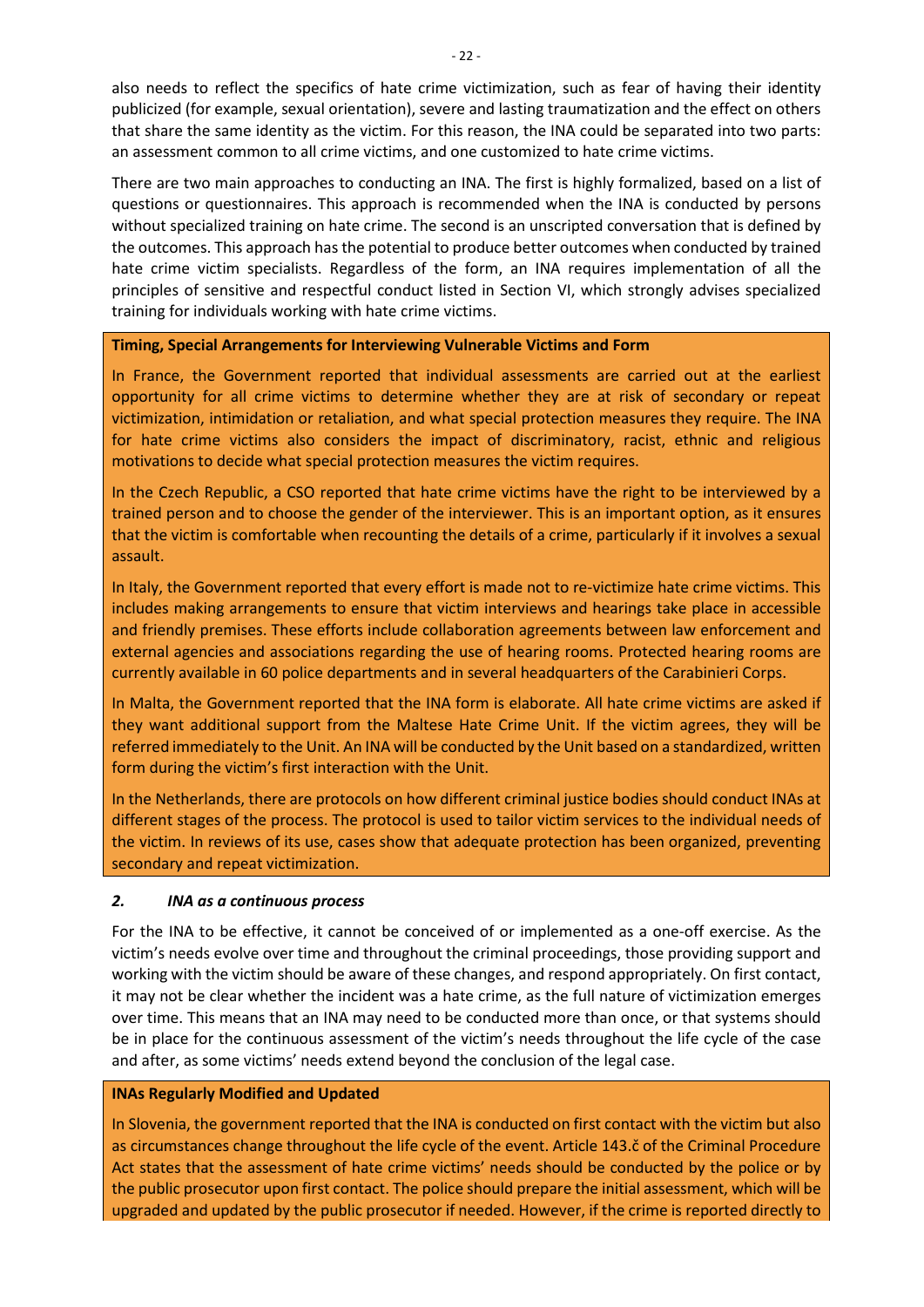also needs to reflect the specifics of hate crime victimization, such as fear of having their identity publicized (for example, sexual orientation), severe and lasting traumatization and the effect on others that share the same identity as the victim. For this reason, the INA could be separated into two parts: an assessment common to all crime victims, and one customized to hate crime victims.

There are two main approaches to conducting an INA. The first is highly formalized, based on a list of questions or questionnaires. This approach is recommended when the INA is conducted by persons without specialized training on hate crime. The second is an unscripted conversation that is defined by the outcomes. This approach has the potential to produce better outcomes when conducted by trained hate crime victim specialists. Regardless of the form, an INA requires implementation of all the principles of sensitive and respectful conduct listed in Section VI, which strongly advises specialized training for individuals working with hate crime victims.

**Timing, Special Arrangements for Interviewing Vulnerable Victims and Form**

In France, the Government reported that individual assessments are carried out at the earliest opportunity for all crime victims to determine whether they are at risk of secondary or repeat victimization, intimidation or retaliation, and what special protection measures they require. The INA for hate crime victims also considers the impact of discriminatory, racist, ethnic and religious motivations to decide what special protection measures the victim requires.

In the Czech Republic, a CSO reported that hate crime victims have the right to be interviewed by a trained person and to choose the gender of the interviewer. This is an important option, as it ensures that the victim is comfortable when recounting the details of a crime, particularly if it involves a sexual assault.

In Italy, the Government reported that every effort is made not to re-victimize hate crime victims. This includes making arrangements to ensure that victim interviews and hearings take place in accessible and friendly premises. These efforts include collaboration agreements between law enforcement and external agencies and associations regarding the use of hearing rooms. Protected hearing rooms are currently available in 60 police departments and in several headquarters of the Carabinieri Corps.

In Malta, the Government reported that the INA form is elaborate. All hate crime victims are asked if they want additional support from the Maltese Hate Crime Unit. If the victim agrees, they will be referred immediately to the Unit. An INA will be conducted by the Unit based on a standardized, written form during the victim's first interaction with the Unit.

In the Netherlands, there are protocols on how different criminal justice bodies should conduct INAs at different stages of the process. The protocol is used to tailor victim services to the individual needs of the victim. In reviews of its use, cases show that adequate protection has been organized, preventing secondary and repeat victimization.

### *2. INA as a continuous process*

For the INA to be effective, it cannot be conceived of or implemented as a one-off exercise. As the victim's needs evolve over time and throughout the criminal proceedings, those providing support and working with the victim should be aware of these changes, and respond appropriately. On first contact, it may not be clear whether the incident was a hate crime, as the full nature of victimization emerges over time. This means that an INA may need to be conducted more than once, or that systems should be in place for the continuous assessment of the victim's needs throughout the life cycle of the case and after, as some victims' needs extend beyond the conclusion of the legal case.

**INAs Regularly Modified and Updated**

In Slovenia, the government reported that the INA is conducted on first contact with the victim but also as circumstances change throughout the life cycle of the event. Article 143.č of the Criminal Procedure Act states that the assessment of hate crime victims' needs should be conducted by the police or by the public prosecutor upon first contact. The police should prepare the initial assessment, which will be upgraded and updated by the public prosecutor if needed. However, if the crime is reported directly to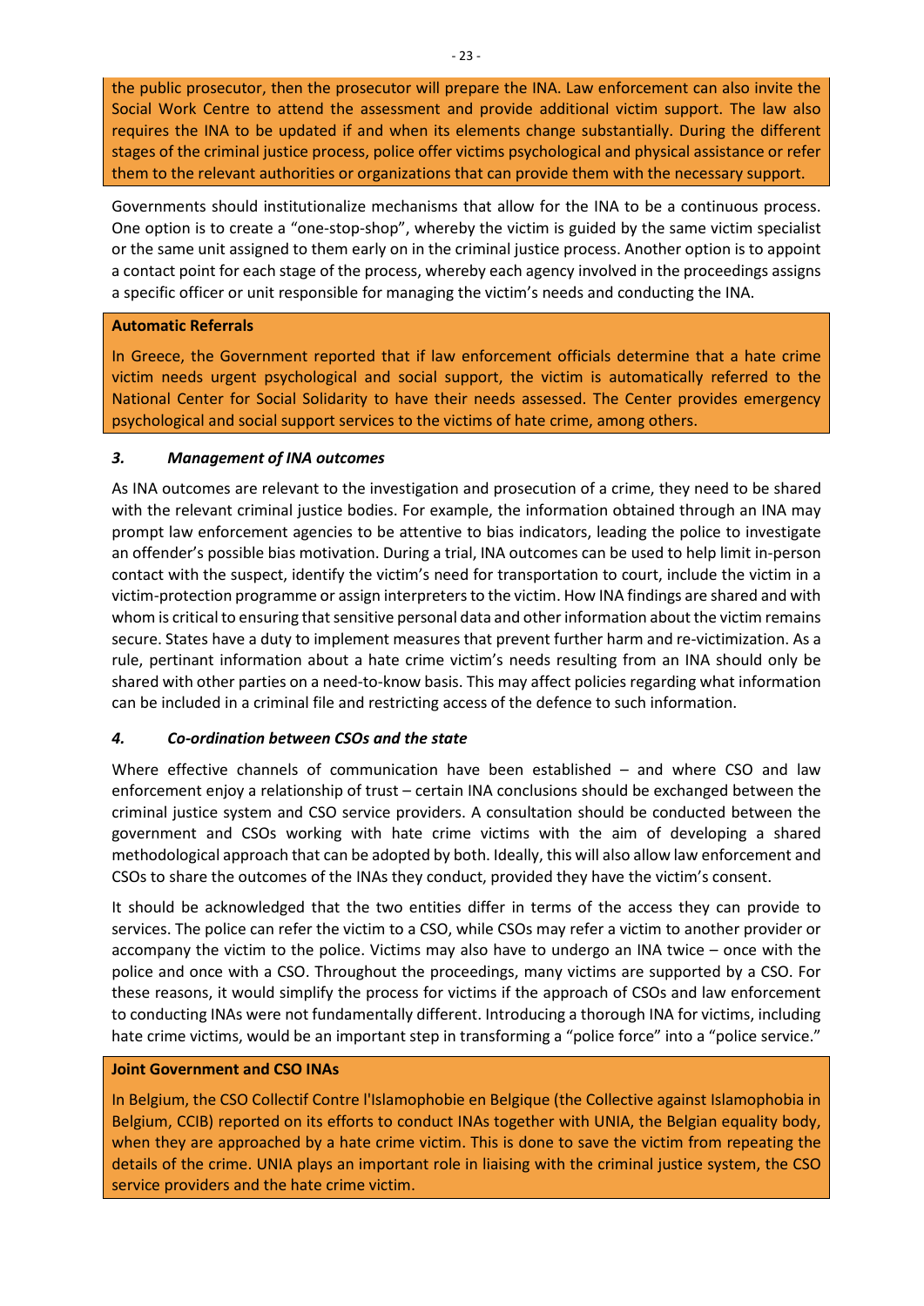the public prosecutor, then the prosecutor will prepare the INA. Law enforcement can also invite the Social Work Centre to attend the assessment and provide additional victim support. The law also requires the INA to be updated if and when its elements change substantially. During the different stages of the criminal justice process, police offer victims psychological and physical assistance or refer them to the relevant authorities or organizations that can provide them with the necessary support.

Governments should institutionalize mechanisms that allow for the INA to be a continuous process. One option is to create a "one-stop-shop", whereby the victim is guided by the same victim specialist or the same unit assigned to them early on in the criminal justice process. Another option is to appoint a contact point for each stage of the process, whereby each agency involved in the proceedings assigns a specific officer or unit responsible for managing the victim's needs and conducting the INA.

**Automatic Referrals**

In Greece, the Government reported that if law enforcement officials determine that a hate crime victim needs urgent psychological and social support, the victim is automatically referred to the National Center for Social Solidarity to have their needs assessed. The Center provides emergency psychological and social support services to the victims of hate crime, among others.

### *3. Management of INA outcomes*

As INA outcomes are relevant to the investigation and prosecution of a crime, they need to be shared with the relevant criminal justice bodies. For example, the information obtained through an INA may prompt law enforcement agencies to be attentive to bias indicators, leading the police to investigate an offender's possible bias motivation. During a trial, INA outcomes can be used to help limit in-person contact with the suspect, identify the victim's need for transportation to court, include the victim in a victim-protection programme or assign interpreters to the victim. How INA findings are shared and with whom is critical to ensuring that sensitive personal data and other information about the victim remains secure. States have a duty to implement measures that prevent further harm and re-victimization. As a rule, pertinant information about a hate crime victim's needs resulting from an INA should only be shared with other parties on a need-to-know basis. This may affect policies regarding what information can be included in a criminal file and restricting access of the defence to such information.

### *4. Co-ordination between CSOs and the state*

Where effective channels of communication have been established – and where CSO and law enforcement enjoy a relationship of trust – certain INA conclusions should be exchanged between the criminal justice system and CSO service providers. A consultation should be conducted between the government and CSOs working with hate crime victims with the aim of developing a shared methodological approach that can be adopted by both. Ideally, this will also allow law enforcement and CSOs to share the outcomes of the INAs they conduct, provided they have the victim's consent.

It should be acknowledged that the two entities differ in terms of the access they can provide to services. The police can refer the victim to a CSO, while CSOs may refer a victim to another provider or accompany the victim to the police. Victims may also have to undergo an INA twice – once with the police and once with a CSO. Throughout the proceedings, many victims are supported by a CSO. For these reasons, it would simplify the process for victims if the approach of CSOs and law enforcement to conducting INAs were not fundamentally different. Introducing a thorough INA for victims, including hate crime victims, would be an important step in transforming a "police force" into a "police service."

**Joint Government and CSO INAs**

In Belgium, the CSO Collectif Contre l'Islamophobie en Belgique (the Collective against Islamophobia in Belgium, CCIB) reported on its efforts to conduct INAs together with UNIA, the Belgian equality body, when they are approached by a hate crime victim. This is done to save the victim from repeating the details of the crime. UNIA plays an important role in liaising with the criminal justice system, the CSO service providers and the hate crime victim.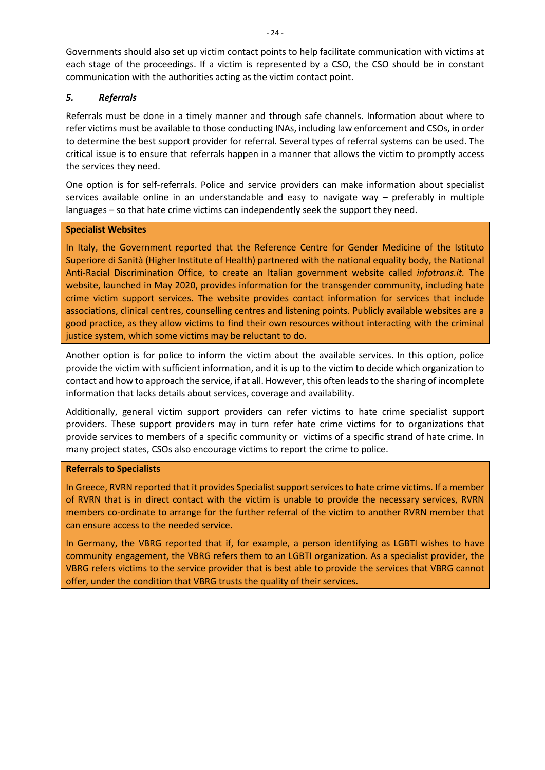Governments should also set up victim contact points to help facilitate communication with victims at each stage of the proceedings. If a victim is represented by a CSO, the CSO should be in constant communication with the authorities acting as the victim contact point.

### *5. Referrals*

Referrals must be done in a timely manner and through safe channels. Information about where to refer victims must be available to those conducting INAs, including law enforcement and CSOs, in order to determine the best support provider for referral. Several types of referral systems can be used. The critical issue is to ensure that referrals happen in a manner that allows the victim to promptly access the services they need.

One option is for self-referrals. Police and service providers can make information about specialist services available online in an understandable and easy to navigate way – preferably in multiple languages – so that hate crime victims can independently seek the support they need.

**Specialist Websites**

In Italy, the Government reported that the Reference Centre for Gender Medicine of the Istituto Superiore di Sanità (Higher Institute of Health) partnered with the national equality body, the National Anti-Racial Discrimination Office, to create an Italian government website called *infotrans.it.* The website, launched in May 2020, provides information for the transgender community, including hate crime victim support services. The website provides contact information for services that include associations, clinical centres, counselling centres and listening points. Publicly available websites are a good practice, as they allow victims to find their own resources without interacting with the criminal justice system, which some victims may be reluctant to do.

Another option is for police to inform the victim about the available services. In this option, police provide the victim with sufficient information, and it is up to the victim to decide which organization to contact and how to approach the service, if at all. However, this often leads to the sharing of incomplete information that lacks details about services, coverage and availability.

Additionally, general victim support providers can refer victims to hate crime specialist support providers. These support providers may in turn refer hate crime victims for to organizations that provide services to members of a specific community or victims of a specific strand of hate crime. In many project states, CSOs also encourage victims to report the crime to police.

**Referrals to Specialists**

In Greece, RVRN reported that it provides Specialist support services to hate crime victims. If a member of RVRN that is in direct contact with the victim is unable to provide the necessary services, RVRN members co-ordinate to arrange for the further referral of the victim to another RVRN member that can ensure access to the needed service.

In Germany, the VBRG reported that if, for example, a person identifying as LGBTI wishes to have community engagement, the VBRG refers them to an LGBTI organization. As a specialist provider, the VBRG refers victims to the service provider that is best able to provide the services that VBRG cannot offer, under the condition that VBRG trusts the quality of their services.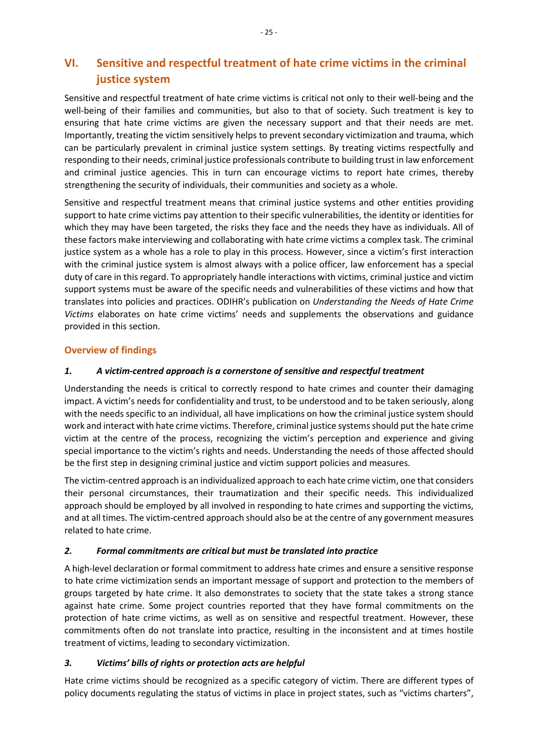# VI. Sensitive and respectful treatment of hate crime victims in the criminal justice system

Sensitive and respectful treatment of hate crime victims is critical not only to their well-being and the well-being of their families and communities, but also to that of society. Such treatment is key to ensuring that hate crime victims are given the necessary support and that their needs are met. Importantly, treating the victim sensitively helps to prevent secondary victimization and trauma, which can be particularly prevalent in criminal justice system settings. By treating victims respectfully and responding to their needs, criminal justice professionals contribute to building trust in law enforcement and criminal justice agencies. This in turn can encourage victims to report hate crimes, thereby strengthening the security of individuals, their communities and society as a whole.

Sensitive and respectful treatment means that criminal justice systems and other entities providing support to hate crime victims pay attention to their specific vulnerabilities, the identity or identities for which they may have been targeted, the risks they face and the needs they have as individuals. All of these factors make interviewing and collaborating with hate crime victims a complex task. The criminal justice system as a whole has a role to play in this process. However, since a victim's first interaction with the criminal justice system is almost always with a police officer, law enforcement has a special duty of care in this regard. To appropriately handle interactions with victims, criminal justice and victim support systems must be aware of the specific needs and vulnerabilities of these victims and how that translates into policies and practices. ODIHR's publication on *Understanding the Needs of Hate Crime Victims* elaborates on hate crime victims' needs and supplements the observations and guidance provided in this section.

## Overview of findings

### *1. A victim-centred approach is a cornerstone of sensitive and respectful treatment*

Understanding the needs is critical to correctly respond to hate crimes and counter their damaging impact. A victim's needs for confidentiality and trust, to be understood and to be taken seriously, along with the needs specific to an individual, all have implications on how the criminal justice system should work and interact with hate crime victims. Therefore, criminal justice systems should put the hate crime victim at the centre of the process, recognizing the victim's perception and experience and giving special importance to the victim's rights and needs. Understanding the needs of those affected should be the first step in designing criminal justice and victim support policies and measures.

The victim-centred approach is an individualized approach to each hate crime victim, one that considers their personal circumstances, their traumatization and their specific needs. This individualized approach should be employed by all involved in responding to hate crimes and supporting the victims, and at all times. The victim-centred approach should also be at the centre of any government measures related to hate crime.

### *2. Formal commitments are critical but must be translated into practice*

A high-level declaration or formal commitment to address hate crimes and ensure a sensitive response to hate crime victimization sends an important message of support and protection to the members of groups targeted by hate crime. It also demonstrates to society that the state takes a strong stance against hate crime. Some project countries reported that they have formal commitments on the protection of hate crime victims, as well as on sensitive and respectful treatment. However, these commitments often do not translate into practice, resulting in the inconsistent and at times hostile treatment of victims, leading to secondary victimization.

### *3. Victims' bills of rights or protection acts are helpful*

Hate crime victims should be recognized as a specific category of victim. There are different types of policy documents regulating the status of victims in place in project states, such as "victims charters",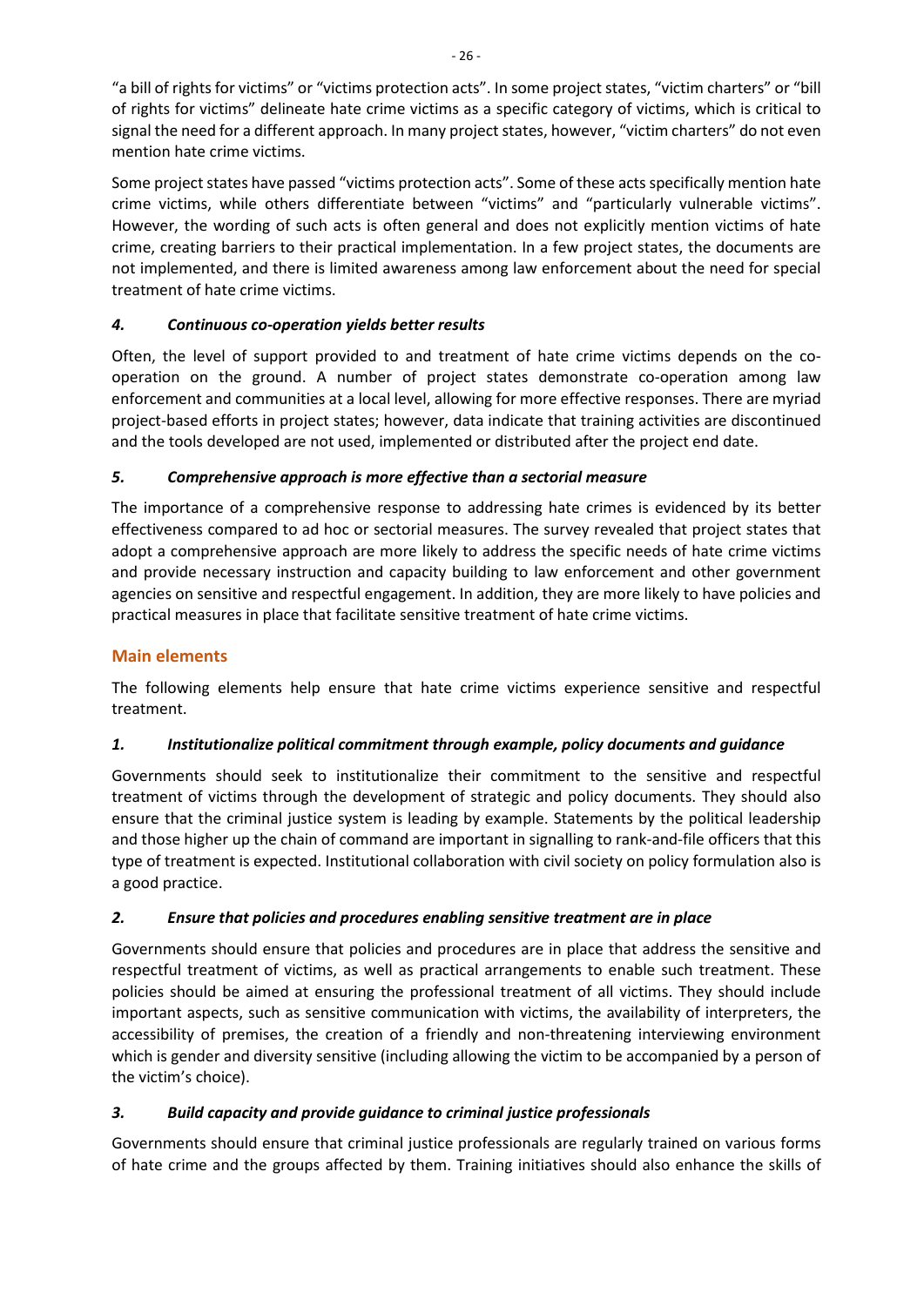"a bill of rights for victims" or "victims protection acts". In some project states, "victim charters" or "bill of rights for victims" delineate hate crime victims as a specific category of victims, which is critical to signal the need for a different approach. In many project states, however, "victim charters" do not even mention hate crime victims.

Some project states have passed "victims protection acts". Some of these acts specifically mention hate crime victims, while others differentiate between "victims" and "particularly vulnerable victims". However, the wording of such acts is often general and does not explicitly mention victims of hate crime, creating barriers to their practical implementation. In a few project states, the documents are not implemented, and there is limited awareness among law enforcement about the need for special treatment of hate crime victims.

### *4. Continuous co-operation yields better results*

Often, the level of support provided to and treatment of hate crime victims depends on the co-operation on the ground. A number of project states demonstrate co-operation among law enforcement and communities at a local level, allowing for more effective responses. There are myriad project-based efforts in project states; however, data indicate that training activities are discontinued and the tools developed are not used, implemented or distributed after the project end date.

### *5. Comprehensive approach is more effective than a sectorial measure*

The importance of a comprehensive response to addressing hate crimes is evidenced by its better effectiveness compared to ad hoc or sectorial measures. The survey revealed that project states that adopt a comprehensive approach are more likely to address the specific needs of hate crime victims and provide necessary instruction and capacity building to law enforcement and other government agencies on sensitive and respectful engagement. In addition, they are more likely to have policies and practical measures in place that facilitate sensitive treatment of hate crime victims.

## Main elements

The following elements help ensure that hate crime victims experience sensitive and respectful treatment.

### *1. Institutionalize political commitment through example, policy documents and guidance*

Governments should seek to institutionalize their commitment to the sensitive and respectful treatment of victims through the development of strategic and policy documents. They should also ensure that the criminal justice system is leading by example. Statements by the political leadership and those higher up the chain of command are important in signalling to rank-and-file officers that this type of treatment is expected. Institutional collaboration with civil society on policy formulation also is a good practice.

### *2. Ensure that policies and procedures enabling sensitive treatment are in place*

Governments should ensure that policies and procedures are in place that address the sensitive and respectful treatment of victims, as well as practical arrangements to enable such treatment. These policies should be aimed at ensuring the professional treatment of all victims. They should include important aspects, such as sensitive communication with victims, the availability of interpreters, the accessibility of premises, the creation of a friendly and non-threatening interviewing environment which is gender and diversity sensitive (including allowing the victim to be accompanied by a person of the victim's choice).

### *3. Build capacity and provide guidance to criminal justice professionals*

Governments should ensure that criminal justice professionals are regularly trained on various forms of hate crime and the groups affected by them. Training initiatives should also enhance the skills of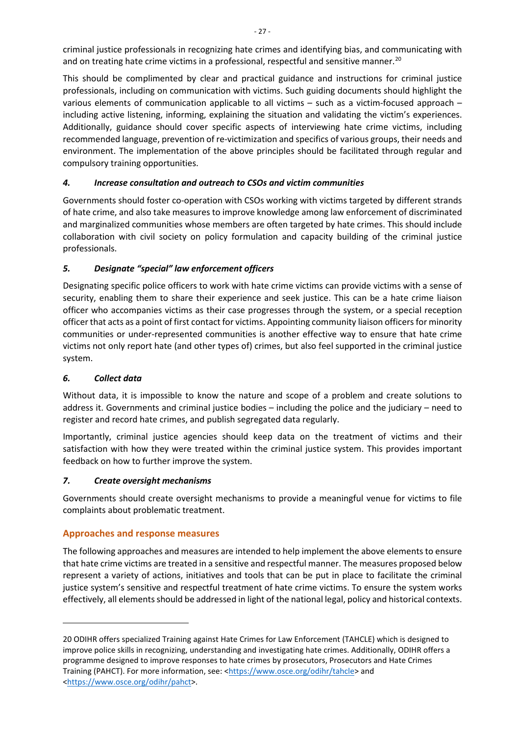criminal justice professionals in recognizing hate crimes and identifying bias, and communicating with and on treating hate crime victims in a professional, respectful and sensitive manner.[20]

This should be complimented by clear and practical guidance and instructions for criminal justice professionals, including on communication with victims. Such guiding documents should highlight the various elements of communication applicable to all victims – such as a victim-focused approach – including active listening, informing, explaining the situation and validating the victim's experiences. Additionally, guidance should cover specific aspects of interviewing hate crime victims, including recommended language, prevention of re-victimization and specifics of various groups, their needs and environment. The implementation of the above principles should be facilitated through regular and compulsory training opportunities.

#### *4. Increase consultation and outreach to CSOs and victim communities*

Governments should foster co-operation with CSOs working with victims targeted by different strands of hate crime, and also take measures to improve knowledge among law enforcement of discriminated and marginalized communities whose members are often targeted by hate crimes. This should include collaboration with civil society on policy formulation and capacity building of the criminal justice professionals.

#### *5. Designate "special" law enforcement officers*

Designating specific police officers to work with hate crime victims can provide victims with a sense of security, enabling them to share their experience and seek justice. This can be a hate crime liaison officer who accompanies victims as their case progresses through the system, or a special reception officer that acts as a point of first contact for victims. Appointing community liaison officers for minority communities or under-represented communities is another effective way to ensure that hate crime victims not only report hate (and other types of) crimes, but also feel supported in the criminal justice system.

#### *6. Collect data*

Without data, it is impossible to know the nature and scope of a problem and create solutions to address it. Governments and criminal justice bodies – including the police and the judiciary – need to register and record hate crimes, and publish segregated data regularly.

Importantly, criminal justice agencies should keep data on the treatment of victims and their satisfaction with how they were treated within the criminal justice system. This provides important feedback on how to further improve the system.

#### *7. Create oversight mechanisms*

Governments should create oversight mechanisms to provide a meaningful venue for victims to file complaints about problematic treatment.

### Approaches and response measures

The following approaches and measures are intended to help implement the above elements to ensure that hate crime victims are treated in a sensitive and respectful manner. The measures proposed below represent a variety of actions, initiatives and tools that can be put in place to facilitate the criminal justice system's sensitive and respectful treatment of hate crime victims. To ensure the system works effectively, all elements should be addressed in light of the national legal, policy and historical contexts.

---

20 ODIHR offers specialized Training against Hate Crimes for Law Enforcement (TAHCLE) which is designed to improve police skills in recognizing, understanding and investigating hate crimes. Additionally, ODIHR offers a programme designed to improve responses to hate crimes by prosecutors, Prosecutors and Hate Crimes Training (PAHCT). For more information, see: <https://www.osce.org/odihr/tahcle> and <https://www.osce.org/odihr/pahct>.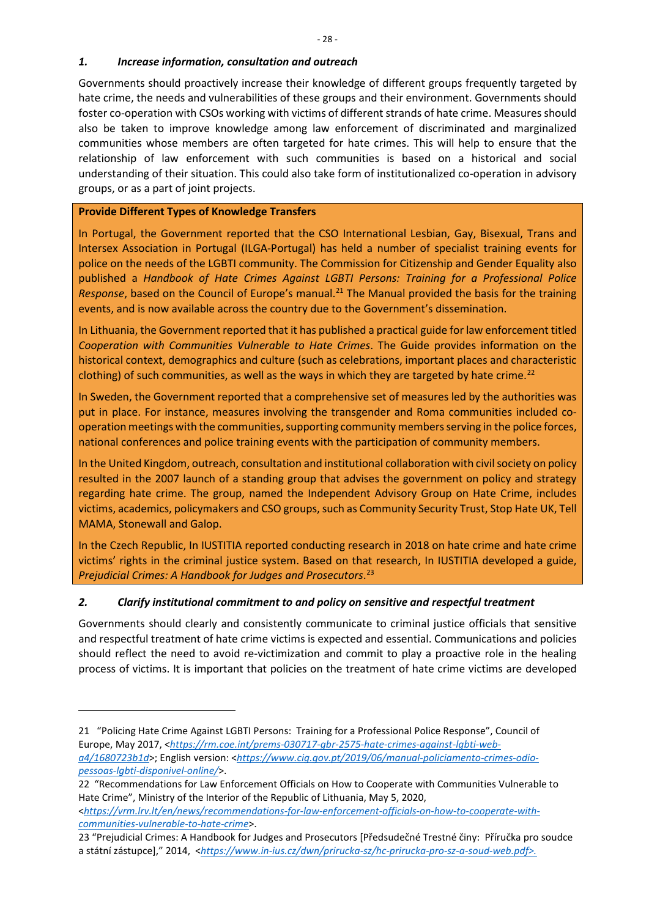### *1. Increase information, consultation and outreach*

Governments should proactively increase their knowledge of different groups frequently targeted by hate crime, the needs and vulnerabilities of these groups and their environment. Governments should foster co-operation with CSOs working with victims of different strands of hate crime. Measures should also be taken to improve knowledge among law enforcement of discriminated and marginalized communities whose members are often targeted for hate crimes. This will help to ensure that the relationship of law enforcement with such communities is based on a historical and social understanding of their situation. This could also take form of institutionalized co-operation in advisory groups, or as a part of joint projects.

**Provide Different Types of Knowledge Transfers**

In Portugal, the Government reported that the CSO International Lesbian, Gay, Bisexual, Trans and Intersex Association in Portugal (ILGA-Portugal) has held a number of specialist training events for police on the needs of the LGBTI community. The Commission for Citizenship and Gender Equality also published a *Handbook of Hate Crimes Against LGBTI Persons: Training for a Professional Police Response*, based on the Council of Europe's manual.[21] The Manual provided the basis for the training events, and is now available across the country due to the Government's dissemination.

In Lithuania, the Government reported that it has published a practical guide for law enforcement titled *Cooperation with Communities Vulnerable to Hate Crimes*. The Guide provides information on the historical context, demographics and culture (such as celebrations, important places and characteristic clothing) of such communities, as well as the ways in which they are targeted by hate crime.[22]

In Sweden, the Government reported that a comprehensive set of measures led by the authorities was put in place. For instance, measures involving the transgender and Roma communities included co-operation meetings with the communities, supporting community members serving in the police forces, national conferences and police training events with the participation of community members.

In the United Kingdom, outreach, consultation and institutional collaboration with civil society on policy resulted in the 2007 launch of a standing group that advises the government on policy and strategy regarding hate crime. The group, named the Independent Advisory Group on Hate Crime, includes victims, academics, policymakers and CSO groups, such as Community Security Trust, Stop Hate UK, Tell MAMA, Stonewall and Galop.

In the Czech Republic, In IUSTITIA reported conducting research in 2018 on hate crime and hate crime victims' rights in the criminal justice system. Based on that research, In IUSTITIA developed a guide, *Prejudicial Crimes: A Handbook for Judges and Prosecutors*.[23]

### *2. Clarify institutional commitment to and policy on sensitive and respectful treatment*

Governments should clearly and consistently communicate to criminal justice officials that sensitive and respectful treatment of hate crime victims is expected and essential. Communications and policies should reflect the need to avoid re-victimization and commit to play a proactive role in the healing process of victims. It is important that policies on the treatment of hate crime victims are developed

---

21 "Policing Hate Crime Against LGBTI Persons: Training for a Professional Police Response", Council of Europe, May 2017, <*https://rm.coe.int/prems-030717-gbr-2575-hate-crimes-against-lgbti-web-a4/1680723b1d*>; English version: <*https://www.cig.gov.pt/2019/06/manual-policiamento-crimes-odio-pessoas-lgbti-disponivel-online/*>.

22 "Recommendations for Law Enforcement Officials on How to Cooperate with Communities Vulnerable to Hate Crime", Ministry of the Interior of the Republic of Lithuania, May 5, 2020, <*https://vrm.lrv.lt/en/news/recommendations-for-law-enforcement-officials-on-how-to-cooperate-with-communities-vulnerable-to-hate-crime*>.

23 "Prejudicial Crimes: A Handbook for Judges and Prosecutors [Předsudečné Trestné činy: Příručka pro soudce a státní zástupce]," 2014, <*https://www.in-ius.cz/dwn/prirucka-sz/hc-prirucka-pro-sz-a-soud-web.pdf>.*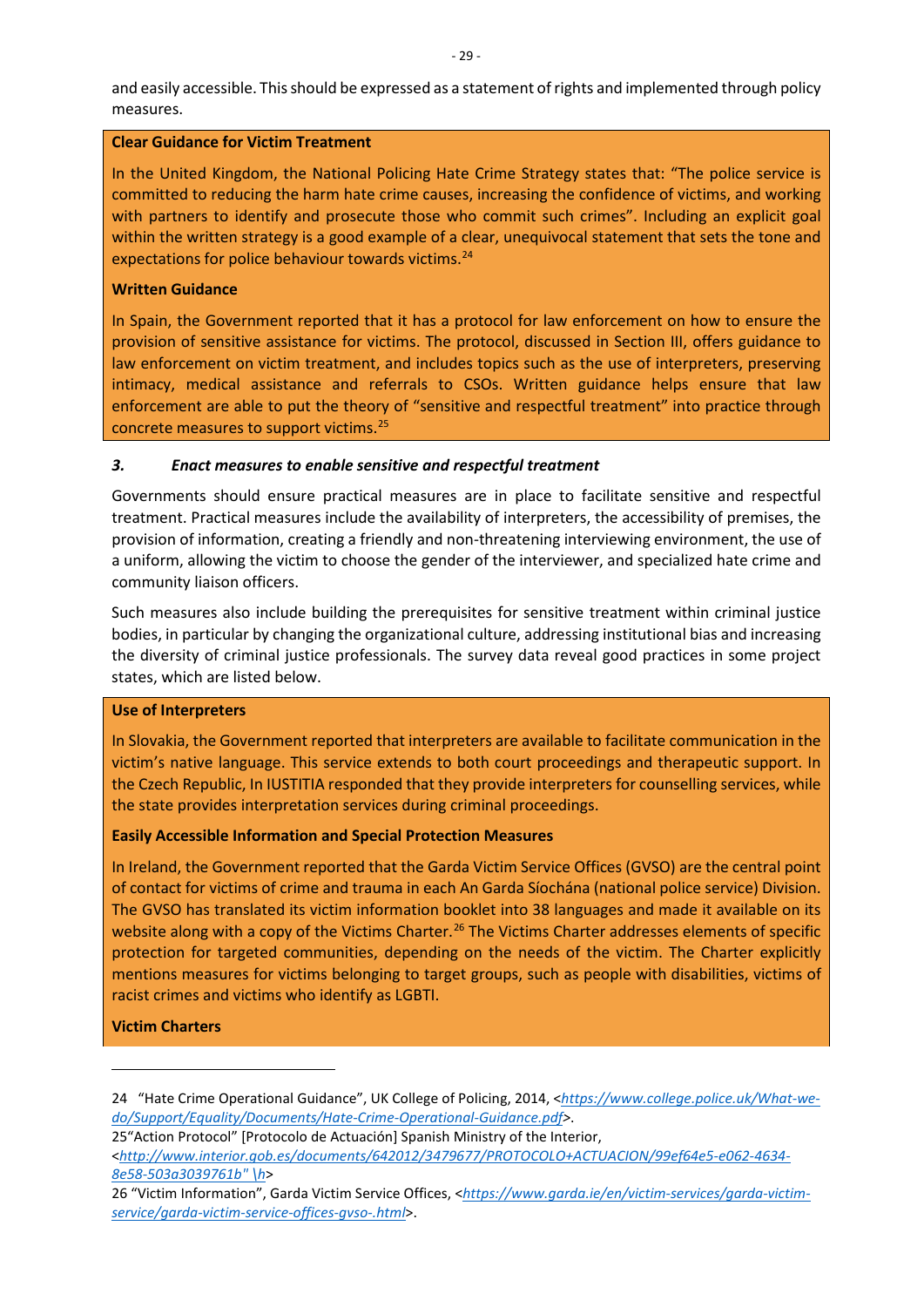and easily accessible. This should be expressed as a statement of rights and implemented through policy measures.

**Clear Guidance for Victim Treatment**

In the United Kingdom, the National Policing Hate Crime Strategy states that: "The police service is committed to reducing the harm hate crime causes, increasing the confidence of victims, and working with partners to identify and prosecute those who commit such crimes". Including an explicit goal within the written strategy is a good example of a clear, unequivocal statement that sets the tone and expectations for police behaviour towards victims.[24]

**Written Guidance**

In Spain, the Government reported that it has a protocol for law enforcement on how to ensure the provision of sensitive assistance for victims. The protocol, discussed in Section III, offers guidance to law enforcement on victim treatment, and includes topics such as the use of interpreters, preserving intimacy, medical assistance and referrals to CSOs. Written guidance helps ensure that law enforcement are able to put the theory of "sensitive and respectful treatment" into practice through concrete measures to support victims.[25]

### *3. Enact measures to enable sensitive and respectful treatment*

Governments should ensure practical measures are in place to facilitate sensitive and respectful treatment. Practical measures include the availability of interpreters, the accessibility of premises, the provision of information, creating a friendly and non-threatening interviewing environment, the use of a uniform, allowing the victim to choose the gender of the interviewer, and specialized hate crime and community liaison officers.

Such measures also include building the prerequisites for sensitive treatment within criminal justice bodies, in particular by changing the organizational culture, addressing institutional bias and increasing the diversity of criminal justice professionals. The survey data reveal good practices in some project states, which are listed below.

**Use of Interpreters**

In Slovakia, the Government reported that interpreters are available to facilitate communication in the victim's native language. This service extends to both court proceedings and therapeutic support. In the Czech Republic, In IUSTITIA responded that they provide interpreters for counselling services, while the state provides interpretation services during criminal proceedings.

**Easily Accessible Information and Special Protection Measures**

In Ireland, the Government reported that the Garda Victim Service Offices (GVSO) are the central point of contact for victims of crime and trauma in each An Garda Síochána (national police service) Division. The GVSO has translated its victim information booklet into 38 languages and made it available on its website along with a copy of the Victims Charter.[26] The Victims Charter addresses elements of specific protection for targeted communities, depending on the needs of the victim. The Charter explicitly mentions measures for victims belonging to target groups, such as people with disabilities, victims of racist crimes and victims who identify as LGBTI.

**Victim Charters**

---

24 "Hate Crime Operational Guidance", UK College of Policing, 2014, <*https://www.college.police.uk/What-we-do/Support/Equality/Documents/Hate-Crime-Operational-Guidance.pdf*>.

25 "Action Protocol" [Protocolo de Actuación] Spanish Ministry of the Interior, <*http://www.interior.gob.es/documents/642012/3479677/PROTOCOLO+ACTUACION/99ef64e5-e062-4634-8e58-503a3039761b" \h*>

26 "Victim Information", Garda Victim Service Offices, <*https://www.garda.ie/en/victim-services/garda-victim-service/garda-victim-service-offices-gvso-.html*>.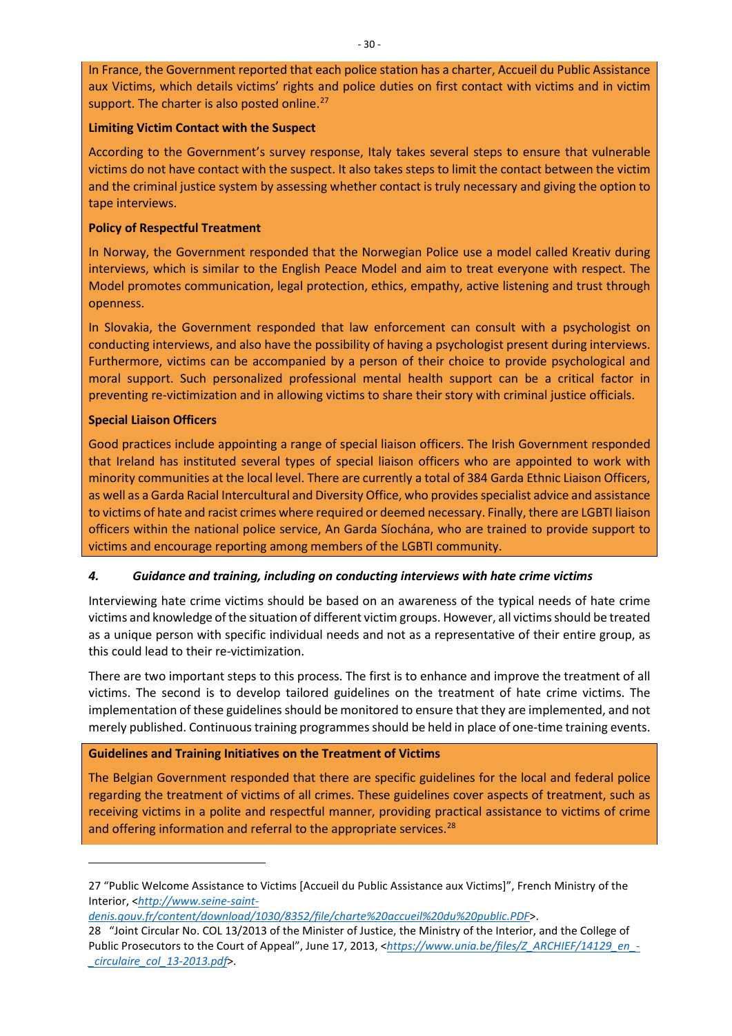In France, the Government reported that each police station has a charter, Accueil du Public Assistance aux Victims, which details victims' rights and police duties on first contact with victims and in victim support. The charter is also posted online.[27]

**Limiting Victim Contact with the Suspect**

According to the Government's survey response, Italy takes several steps to ensure that vulnerable victims do not have contact with the suspect. It also takes steps to limit the contact between the victim and the criminal justice system by assessing whether contact is truly necessary and giving the option to tape interviews.

**Policy of Respectful Treatment**

In Norway, the Government responded that the Norwegian Police use a model called Kreativ during interviews, which is similar to the English Peace Model and aim to treat everyone with respect. The Model promotes communication, legal protection, ethics, empathy, active listening and trust through openness.

In Slovakia, the Government responded that law enforcement can consult with a psychologist on conducting interviews, and also have the possibility of having a psychologist present during interviews. Furthermore, victims can be accompanied by a person of their choice to provide psychological and moral support. Such personalized professional mental health support can be a critical factor in preventing re-victimization and in allowing victims to share their story with criminal justice officials.

**Special Liaison Officers**

Good practices include appointing a range of special liaison officers. The Irish Government responded that Ireland has instituted several types of special liaison officers who are appointed to work with minority communities at the local level. There are currently a total of 384 Garda Ethnic Liaison Officers, as well as a Garda Racial Intercultural and Diversity Office, who provides specialist advice and assistance to victims of hate and racist crimes where required or deemed necessary. Finally, there are LGBTI liaison officers within the national police service, An Garda Síochána, who are trained to provide support to victims and encourage reporting among members of the LGBTI community.

### *4. Guidance and training, including on conducting interviews with hate crime victims*

Interviewing hate crime victims should be based on an awareness of the typical needs of hate crime victims and knowledge of the situation of different victim groups. However, all victims should be treated as a unique person with specific individual needs and not as a representative of their entire group, as this could lead to their re-victimization.

There are two important steps to this process. The first is to enhance and improve the treatment of all victims. The second is to develop tailored guidelines on the treatment of hate crime victims. The implementation of these guidelines should be monitored to ensure that they are implemented, and not merely published. Continuous training programmes should be held in place of one-time training events.

**Guidelines and Training Initiatives on the Treatment of Victims**

The Belgian Government responded that there are specific guidelines for the local and federal police regarding the treatment of victims of all crimes. These guidelines cover aspects of treatment, such as receiving victims in a polite and respectful manner, providing practical assistance to victims of crime and offering information and referral to the appropriate services.[28]

---

27 "Public Welcome Assistance to Victims [Accueil du Public Assistance aux Victims]", French Ministry of the Interior, <*http://www.seine-saint-denis.gouv.fr/content/download/1030/8352/file/charte%20accueil%20du%20public.PDF*>.

28 "Joint Circular No. COL 13/2013 of the Minister of Justice, the Ministry of the Interior, and the College of Public Prosecutors to the Court of Appeal", June 17, 2013, <*https://www.unia.be/files/Z_ARCHIEF/14129_en_-_circulaire_col_13-2013.pdf*>.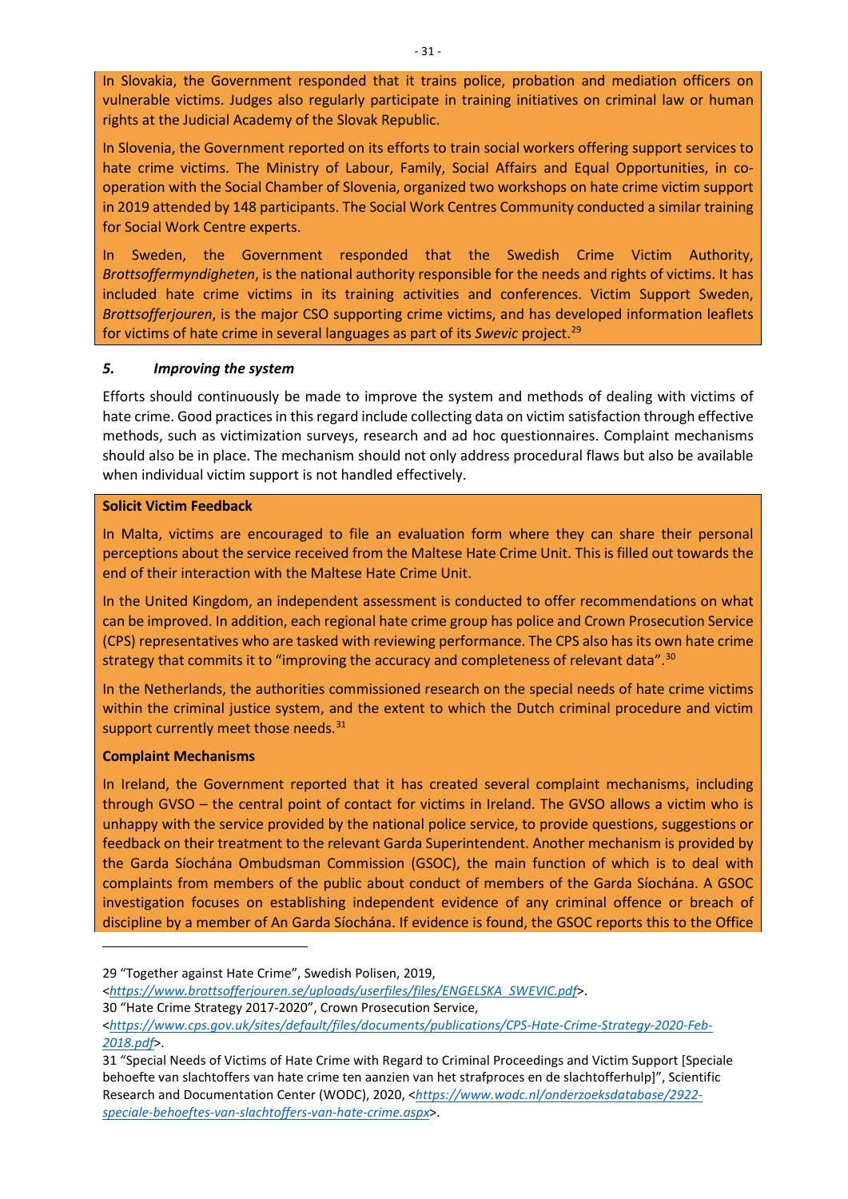In Slovakia, the Government responded that it trains police, probation and mediation officers on vulnerable victims. Judges also regularly participate in training initiatives on criminal law or human rights at the Judicial Academy of the Slovak Republic.

In Slovenia, the Government reported on its efforts to train social workers offering support services to hate crime victims. The Ministry of Labour, Family, Social Affairs and Equal Opportunities, in co-operation with the Social Chamber of Slovenia, organized two workshops on hate crime victim support in 2019 attended by 148 participants. The Social Work Centres Community conducted a similar training for Social Work Centre experts.

In Sweden, the Government responded that the Swedish Crime Victim Authority, *Brottsoffermyndigheten*, is the national authority responsible for the needs and rights of victims. It has included hate crime victims in its training activities and conferences. Victim Support Sweden, *Brottsofferjouren*, is the major CSO supporting crime victims, and has developed information leaflets for victims of hate crime in several languages as part of its *Swevic* project.[29]

### 5. *Improving the system*

Efforts should continuously be made to improve the system and methods of dealing with victims of hate crime. Good practices in this regard include collecting data on victim satisfaction through effective methods, such as victimization surveys, research and ad hoc questionnaires. Complaint mechanisms should also be in place. The mechanism should not only address procedural flaws but also be available when individual victim support is not handled effectively.

**Solicit Victim Feedback**

In Malta, victims are encouraged to file an evaluation form where they can share their personal perceptions about the service received from the Maltese Hate Crime Unit. This is filled out towards the end of their interaction with the Maltese Hate Crime Unit.

In the United Kingdom, an independent assessment is conducted to offer recommendations on what can be improved. In addition, each regional hate crime group has police and Crown Prosecution Service (CPS) representatives who are tasked with reviewing performance. The CPS also has its own hate crime strategy that commits it to "improving the accuracy and completeness of relevant data".[30]

In the Netherlands, the authorities commissioned research on the special needs of hate crime victims within the criminal justice system, and the extent to which the Dutch criminal procedure and victim support currently meet those needs.[31]

**Complaint Mechanisms**

In Ireland, the Government reported that it has created several complaint mechanisms, including through GVSO – the central point of contact for victims in Ireland. The GVSO allows a victim who is unhappy with the service provided by the national police service, to provide questions, suggestions or feedback on their treatment to the relevant Garda Superintendent. Another mechanism is provided by the Garda Síochána Ombudsman Commission (GSOC), the main function of which is to deal with complaints from members of the public about conduct of members of the Garda Síochána. A GSOC investigation focuses on establishing independent evidence of any criminal offence or breach of discipline by a member of An Garda Síochána. If evidence is found, the GSOC reports this to the Office

---

29 "Together against Hate Crime", Swedish Polisen, 2019, <*https://www.brottsofferjouren.se/uploads/userfiles/files/ENGELSKA_SWEVIC.pdf*>.

30 "Hate Crime Strategy 2017-2020", Crown Prosecution Service, <*https://www.cps.gov.uk/sites/default/files/documents/publications/CPS-Hate-Crime-Strategy-2020-Feb-2018.pdf*>.

31 "Special Needs of Victims of Hate Crime with Regard to Criminal Proceedings and Victim Support [Speciale behoefte van slachtoffers van hate crime ten aanzien van het strafproces en de slachtofferhulp]", Scientific Research and Documentation Center (WODC), 2020, <*https://www.wodc.nl/onderzoeksdatabase/2922-speciale-behoeftes-van-slachtoffers-van-hate-crime.aspx*>.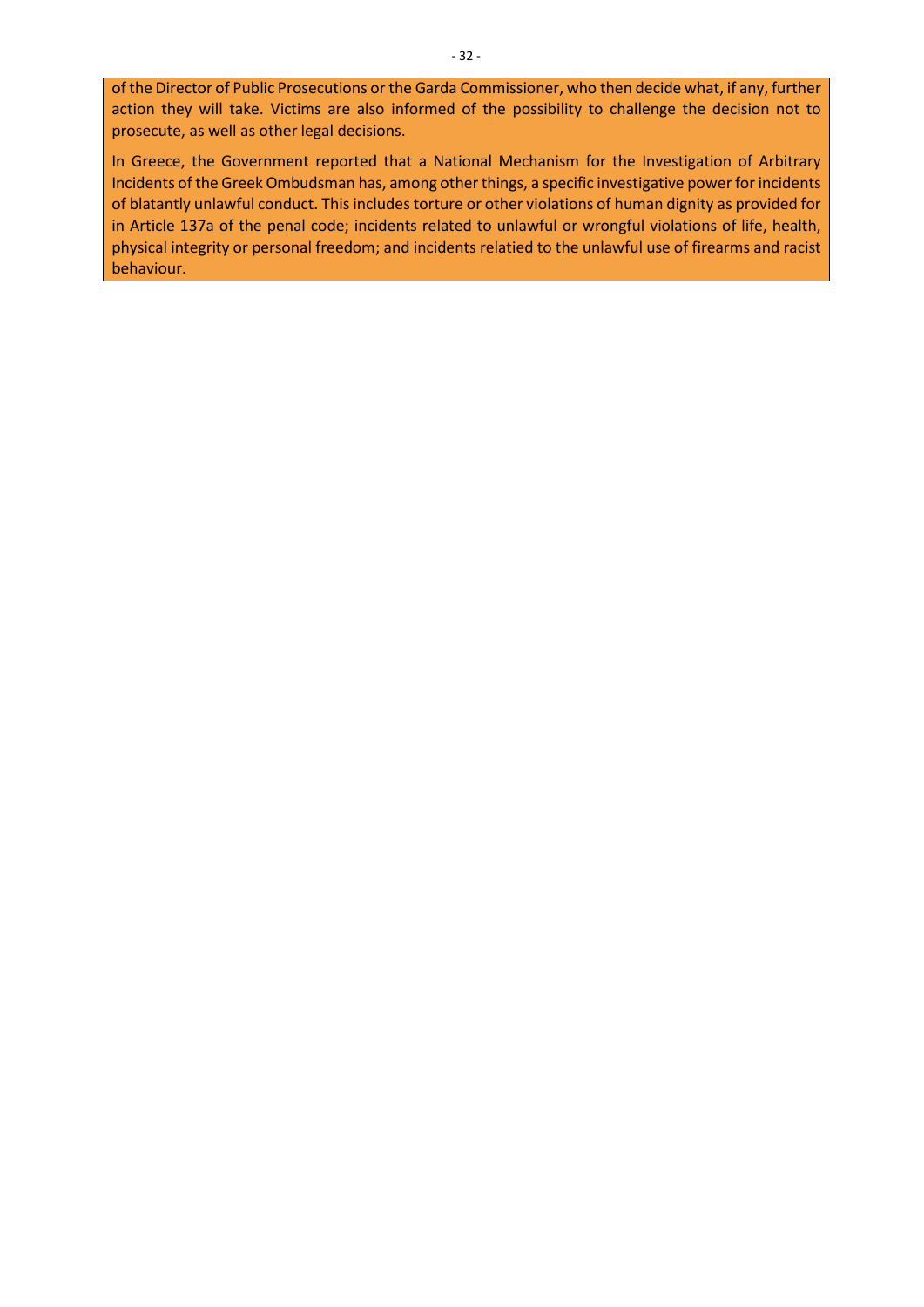of the Director of Public Prosecutions or the Garda Commissioner, who then decide what, if any, further action they will take. Victims are also informed of the possibility to challenge the decision not to prosecute, as well as other legal decisions.

In Greece, the Government reported that a National Mechanism for the Investigation of Arbitrary Incidents of the Greek Ombudsman has, among other things, a specific investigative power for incidents of blatantly unlawful conduct. This includes torture or other violations of human dignity as provided for in Article 137a of the penal code; incidents related to unlawful or wrongful violations of life, health, physical integrity or personal freedom; and incidents relatied to the unlawful use of firearms and racist behaviour.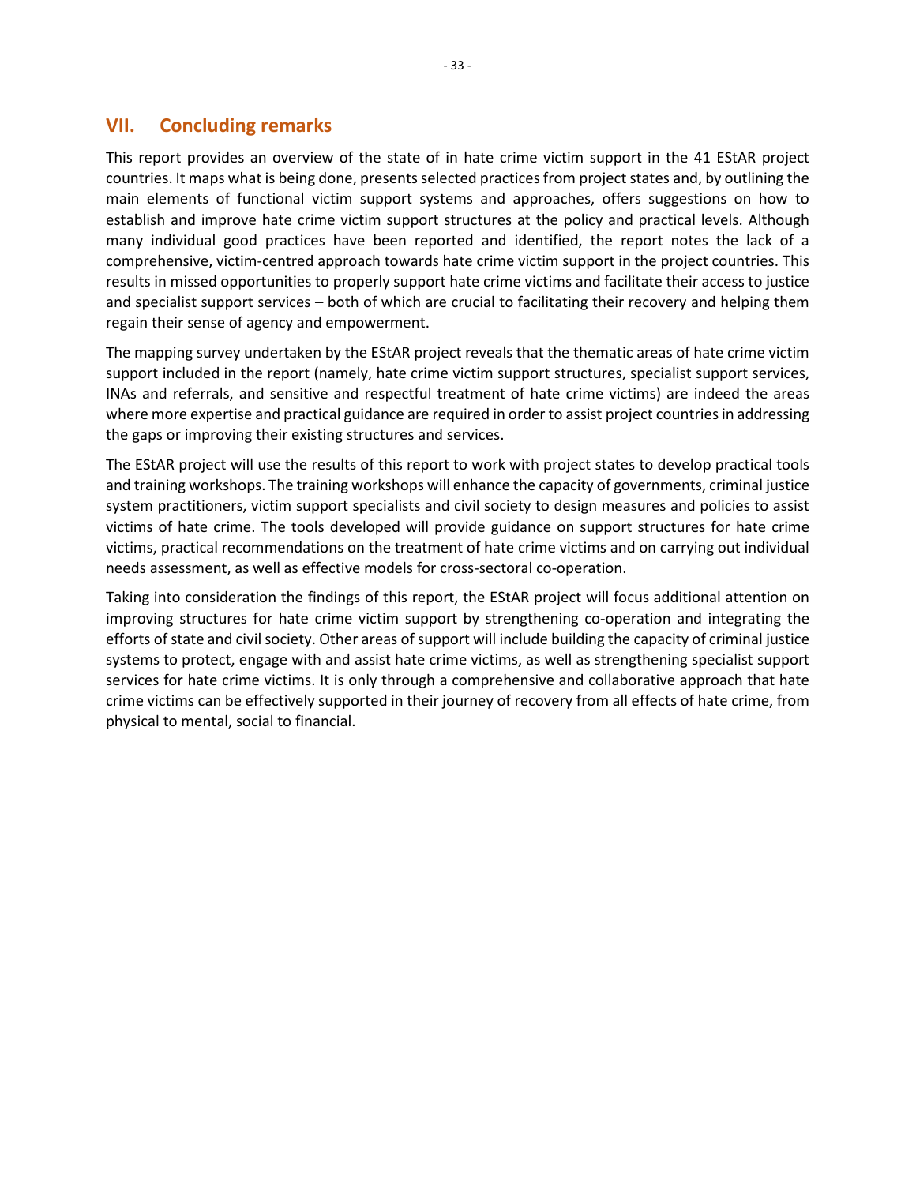## VII. Concluding remarks

This report provides an overview of the state of in hate crime victim support in the 41 EStAR project countries. It maps what is being done, presents selected practices from project states and, by outlining the main elements of functional victim support systems and approaches, offers suggestions on how to establish and improve hate crime victim support structures at the policy and practical levels. Although many individual good practices have been reported and identified, the report notes the lack of a comprehensive, victim-centred approach towards hate crime victim support in the project countries. This results in missed opportunities to properly support hate crime victims and facilitate their access to justice and specialist support services – both of which are crucial to facilitating their recovery and helping them regain their sense of agency and empowerment.

The mapping survey undertaken by the EStAR project reveals that the thematic areas of hate crime victim support included in the report (namely, hate crime victim support structures, specialist support services, INAs and referrals, and sensitive and respectful treatment of hate crime victims) are indeed the areas where more expertise and practical guidance are required in order to assist project countries in addressing the gaps or improving their existing structures and services.

The EStAR project will use the results of this report to work with project states to develop practical tools and training workshops. The training workshops will enhance the capacity of governments, criminal justice system practitioners, victim support specialists and civil society to design measures and policies to assist victims of hate crime. The tools developed will provide guidance on support structures for hate crime victims, practical recommendations on the treatment of hate crime victims and on carrying out individual needs assessment, as well as effective models for cross-sectoral co-operation.

Taking into consideration the findings of this report, the EStAR project will focus additional attention on improving structures for hate crime victim support by strengthening co-operation and integrating the efforts of state and civil society. Other areas of support will include building the capacity of criminal justice systems to protect, engage with and assist hate crime victims, as well as strengthening specialist support services for hate crime victims. It is only through a comprehensive and collaborative approach that hate crime victims can be effectively supported in their journey of recovery from all effects of hate crime, from physical to mental, social to financial.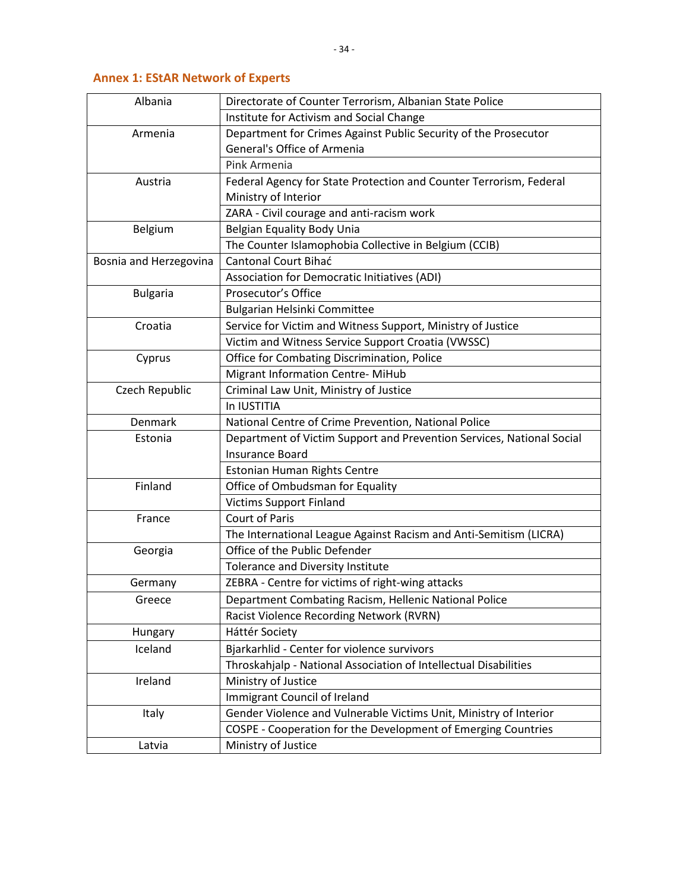## Annex 1: EStAR Network of Experts

| | |
|---|---|
| Albania | Directorate of Counter Terrorism, Albanian State Police |
| | Institute for Activism and Social Change |
| Armenia | Department for Crimes Against Public Security of the Prosecutor General's Office of Armenia |
| | Pink Armenia |
| Austria | Federal Agency for State Protection and Counter Terrorism, Federal Ministry of Interior |
| | ZARA - Civil courage and anti-racism work |
| Belgium | Belgian Equality Body Unia |
| | The Counter Islamophobia Collective in Belgium (CCIB) |
| Bosnia and Herzegovina | Cantonal Court Bihać |
| | Association for Democratic Initiatives (ADI) |
| Bulgaria | Prosecutor's Office |
| | Bulgarian Helsinki Committee |
| Croatia | Service for Victim and Witness Support, Ministry of Justice |
| | Victim and Witness Service Support Croatia (VWSSC) |
| Cyprus | Office for Combating Discrimination, Police |
| | Migrant Information Centre- MiHub |
| Czech Republic | Criminal Law Unit, Ministry of Justice |
| | In IUSTITIA |
| Denmark | National Centre of Crime Prevention, National Police |
| Estonia | Department of Victim Support and Prevention Services, National Social Insurance Board |
| | Estonian Human Rights Centre |
| Finland | Office of Ombudsman for Equality |
| | Victims Support Finland |
| France | Court of Paris |
| | The International League Against Racism and Anti-Semitism (LICRA) |
| Georgia | Office of the Public Defender |
| | Tolerance and Diversity Institute |
| Germany | ZEBRA - Centre for victims of right-wing attacks |
| Greece | Department Combating Racism, Hellenic National Police |
| | Racist Violence Recording Network (RVRN) |
| Hungary | Háttér Society |
| Iceland | Bjarkarhlid - Center for violence survivors |
| | Throskahjalp - National Association of Intellectual Disabilities |
| Ireland | Ministry of Justice |
| | Immigrant Council of Ireland |
| Italy | Gender Violence and Vulnerable Victims Unit, Ministry of Interior |
| | COSPE - Cooperation for the Development of Emerging Countries |
| Latvia | Ministry of Justice |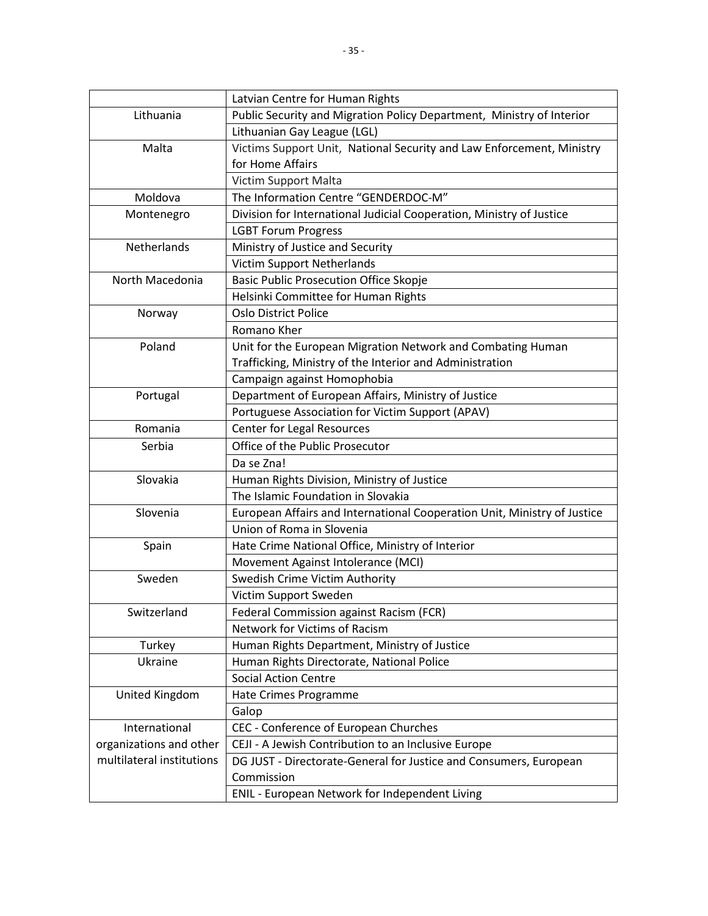| | |
|---|---|
| | Latvian Centre for Human Rights |
| Lithuania | Public Security and Migration Policy Department, Ministry of Interior |
| | Lithuanian Gay League (LGL) |
| Malta | Victims Support Unit, National Security and Law Enforcement, Ministry for Home Affairs |
| | Victim Support Malta |
| Moldova | The Information Centre "GENDERDOC-M" |
| Montenegro | Division for International Judicial Cooperation, Ministry of Justice |
| | LGBT Forum Progress |
| Netherlands | Ministry of Justice and Security |
| | Victim Support Netherlands |
| North Macedonia | Basic Public Prosecution Office Skopje |
| | Helsinki Committee for Human Rights |
| Norway | Oslo District Police |
| | Romano Kher |
| Poland | Unit for the European Migration Network and Combating Human Trafficking, Ministry of the Interior and Administration |
| | Campaign against Homophobia |
| Portugal | Department of European Affairs, Ministry of Justice |
| | Portuguese Association for Victim Support (APAV) |
| Romania | Center for Legal Resources |
| Serbia | Office of the Public Prosecutor |
| | Da se Zna! |
| Slovakia | Human Rights Division, Ministry of Justice |
| | The Islamic Foundation in Slovakia |
| Slovenia | European Affairs and International Cooperation Unit, Ministry of Justice |
| | Union of Roma in Slovenia |
| Spain | Hate Crime National Office, Ministry of Interior |
| | Movement Against Intolerance (MCI) |
| Sweden | Swedish Crime Victim Authority |
| | Victim Support Sweden |
| Switzerland | Federal Commission against Racism (FCR) |
| | Network for Victims of Racism |
| Turkey | Human Rights Department, Ministry of Justice |
| Ukraine | Human Rights Directorate, National Police |
| | Social Action Centre |
| United Kingdom | Hate Crimes Programme |
| | Galop |
| International organizations and other multilateral institutions | CEC - Conference of European Churches |
| | CEJI - A Jewish Contribution to an Inclusive Europe |
| | DG JUST - Directorate-General for Justice and Consumers, European Commission |
| | ENIL - European Network for Independent Living |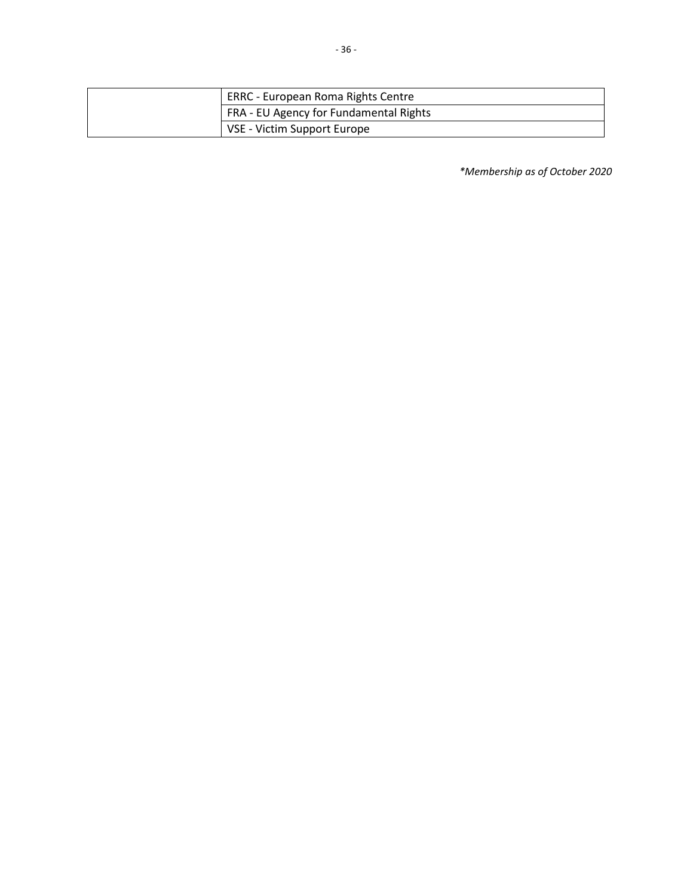| | |
|---|---|
| | ERRC - European Roma Rights Centre |
| | FRA - EU Agency for Fundamental Rights |
| | VSE - Victim Support Europe |

*\*Membership as of October 2020*